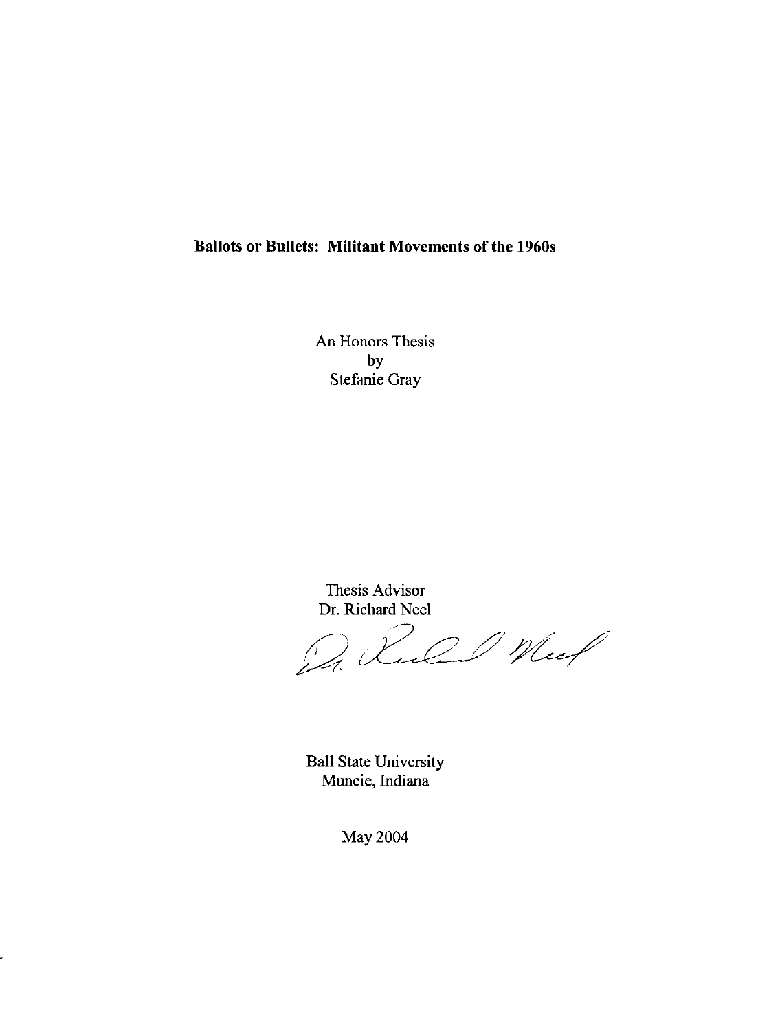**Ballots or Bullets: Militant Movements of the 1960s**

An Honors Thesis
by
Stefanie Gray

Thesis Advisor
Dr. Richard Neel

Ball State University
Muncie, Indiana

May 2004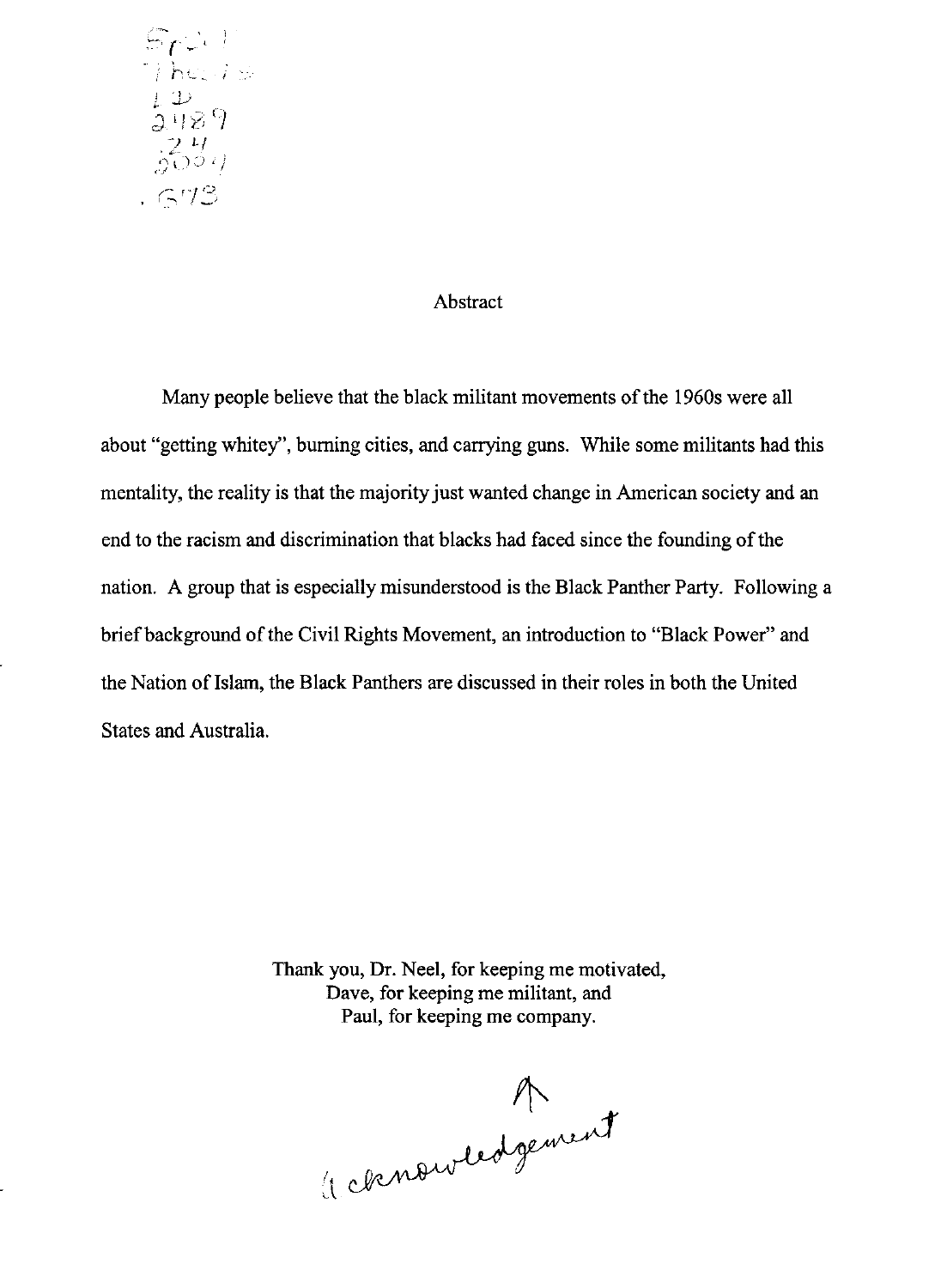SpColl
Theses
LD
2489
.Z4
2009
.G73

## Abstract

Many people believe that the black militant movements of the 1960s were all about "getting whitey", burning cities, and carrying guns. While some militants had this mentality, the reality is that the majority just wanted change in American society and an end to the racism and discrimination that blacks had faced since the founding of the nation. A group that is especially misunderstood is the Black Panther Party. Following a brief background of the Civil Rights Movement, an introduction to "Black Power" and the Nation of Islam, the Black Panthers are discussed in their roles in both the United States and Australia.

Thank you, Dr. Neel, for keeping me motivated,
Dave, for keeping me militant, and
Paul, for keeping me company.

↑
Acknowledgement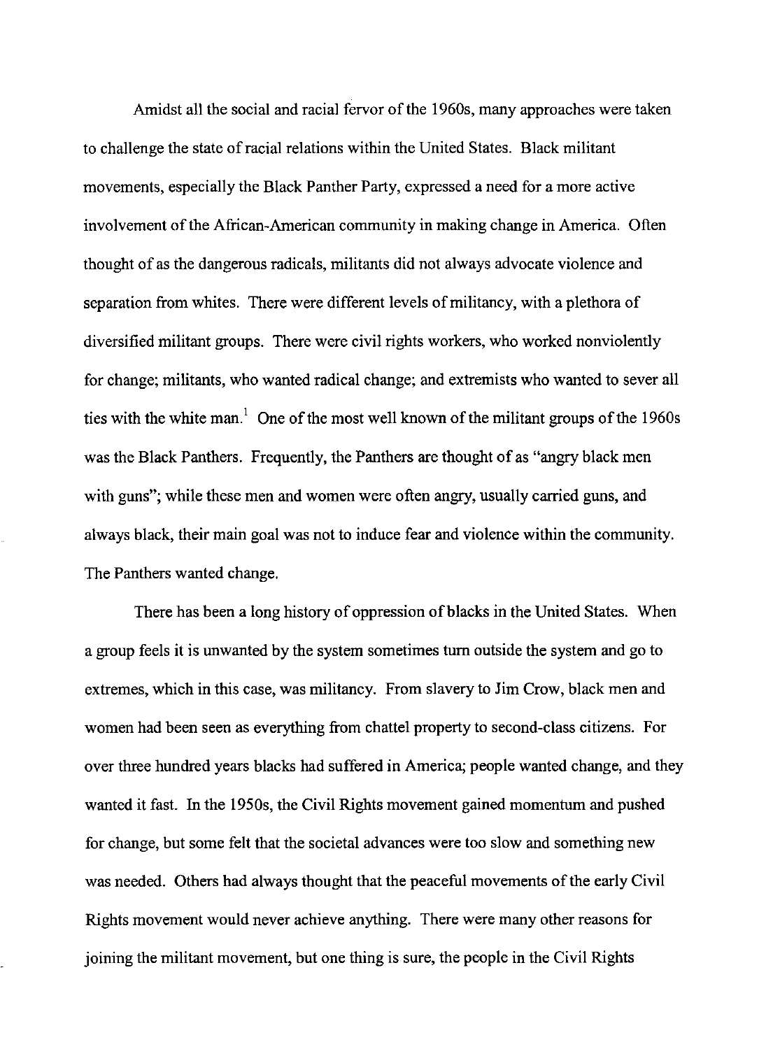Amidst all the social and racial fervor of the 1960s, many approaches were taken to challenge the state of racial relations within the United States. Black militant movements, especially the Black Panther Party, expressed a need for a more active involvement of the African-American community in making change in America. Often thought of as the dangerous radicals, militants did not always advocate violence and separation from whites. There were different levels of militancy, with a plethora of diversified militant groups. There were civil rights workers, who worked nonviolently for change; militants, who wanted radical change; and extremists who wanted to sever all ties with the white man.[1] One of the most well known of the militant groups of the 1960s was the Black Panthers. Frequently, the Panthers are thought of as "angry black men with guns"; while these men and women were often angry, usually carried guns, and always black, their main goal was not to induce fear and violence within the community. The Panthers wanted change.

There has been a long history of oppression of blacks in the United States. When a group feels it is unwanted by the system sometimes turn outside the system and go to extremes, which in this case, was militancy. From slavery to Jim Crow, black men and women had been seen as everything from chattel property to second-class citizens. For over three hundred years blacks had suffered in America; people wanted change, and they wanted it fast. In the 1950s, the Civil Rights movement gained momentum and pushed for change, but some felt that the societal advances were too slow and something new was needed. Others had always thought that the peaceful movements of the early Civil Rights movement would never achieve anything. There were many other reasons for joining the militant movement, but one thing is sure, the people in the Civil Rights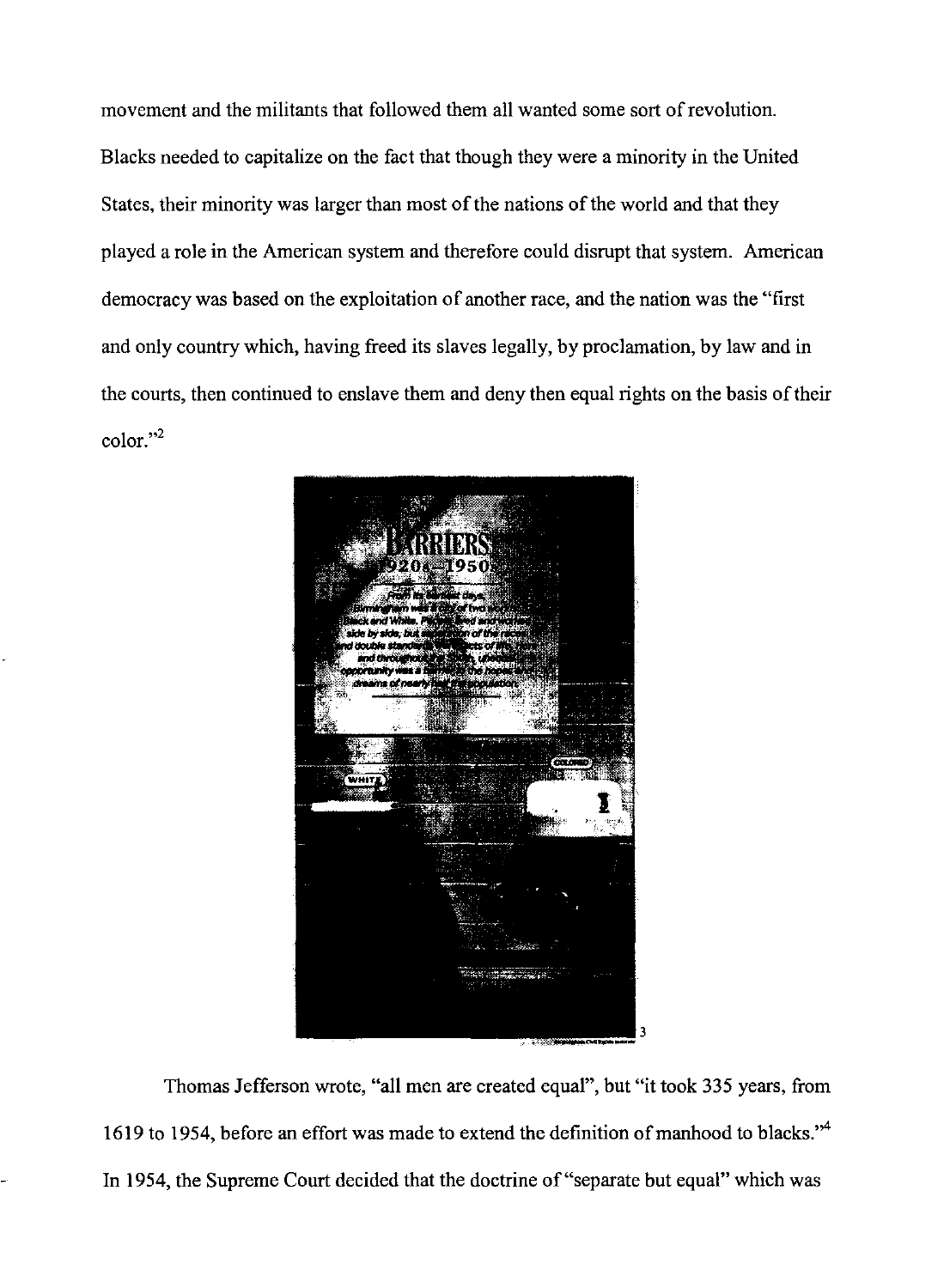movement and the militants that followed them all wanted some sort of revolution. Blacks needed to capitalize on the fact that though they were a minority in the United States, their minority was larger than most of the nations of the world and that they played a role in the American system and therefore could disrupt that system. American democracy was based on the exploitation of another race, and the nation was the "first and only country which, having freed its slaves legally, by proclamation, by law and in the courts, then continued to enslave them and deny then equal rights on the basis of their color."[2]

[3]

Thomas Jefferson wrote, "all men are created equal", but "it took 335 years, from 1619 to 1954, before an effort was made to extend the definition of manhood to blacks."[4] In 1954, the Supreme Court decided that the doctrine of "separate but equal" which was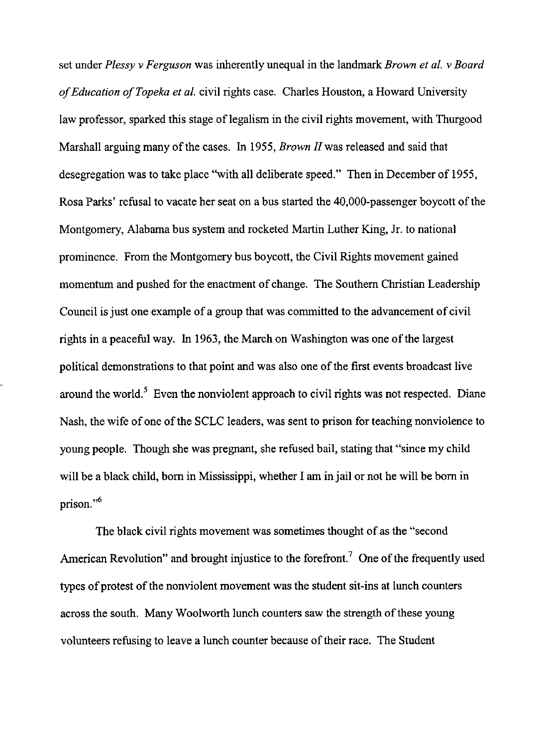set under *Plessy v Ferguson* was inherently unequal in the landmark *Brown et al. v Board of Education of Topeka et al.* civil rights case. Charles Houston, a Howard University law professor, sparked this stage of legalism in the civil rights movement, with Thurgood Marshall arguing many of the cases. In 1955, *Brown II* was released and said that desegregation was to take place "with all deliberate speed." Then in December of 1955, Rosa Parks' refusal to vacate her seat on a bus started the 40,000-passenger boycott of the Montgomery, Alabama bus system and rocketed Martin Luther King, Jr. to national prominence. From the Montgomery bus boycott, the Civil Rights movement gained momentum and pushed for the enactment of change. The Southern Christian Leadership Council is just one example of a group that was committed to the advancement of civil rights in a peaceful way. In 1963, the March on Washington was one of the largest political demonstrations to that point and was also one of the first events broadcast live around the world.[5] Even the nonviolent approach to civil rights was not respected. Diane Nash, the wife of one of the SCLC leaders, was sent to prison for teaching nonviolence to young people. Though she was pregnant, she refused bail, stating that "since my child will be a black child, born in Mississippi, whether I am in jail or not he will be born in prison."[6]

The black civil rights movement was sometimes thought of as the "second American Revolution" and brought injustice to the forefront.[7] One of the frequently used types of protest of the nonviolent movement was the student sit-ins at lunch counters across the south. Many Woolworth lunch counters saw the strength of these young volunteers refusing to leave a lunch counter because of their race. The Student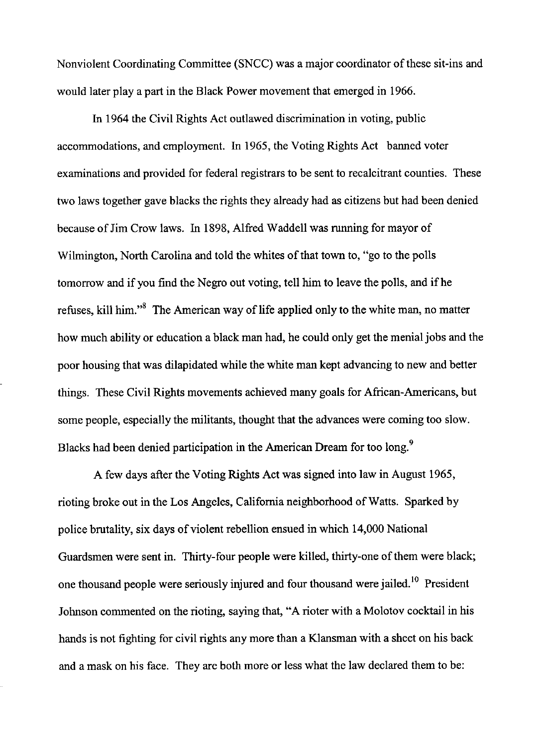Nonviolent Coordinating Committee (SNCC) was a major coordinator of these sit-ins and would later play a part in the Black Power movement that emerged in 1966.

In 1964 the Civil Rights Act outlawed discrimination in voting, public accommodations, and employment. In 1965, the Voting Rights Act banned voter examinations and provided for federal registrars to be sent to recalcitrant counties. These two laws together gave blacks the rights they already had as citizens but had been denied because of Jim Crow laws. In 1898, Alfred Waddell was running for mayor of Wilmington, North Carolina and told the whites of that town to, "go to the polls tomorrow and if you find the Negro out voting, tell him to leave the polls, and if he refuses, kill him."[8] The American way of life applied only to the white man, no matter how much ability or education a black man had, he could only get the menial jobs and the poor housing that was dilapidated while the white man kept advancing to new and better things. These Civil Rights movements achieved many goals for African-Americans, but some people, especially the militants, thought that the advances were coming too slow. Blacks had been denied participation in the American Dream for too long.[9]

A few days after the Voting Rights Act was signed into law in August 1965, rioting broke out in the Los Angeles, California neighborhood of Watts. Sparked by police brutality, six days of violent rebellion ensued in which 14,000 National Guardsmen were sent in. Thirty-four people were killed, thirty-one of them were black; one thousand people were seriously injured and four thousand were jailed.[10] President Johnson commented on the rioting, saying that, "A rioter with a Molotov cocktail in his hands is not fighting for civil rights any more than a Klansman with a sheet on his back and a mask on his face. They are both more or less what the law declared them to be: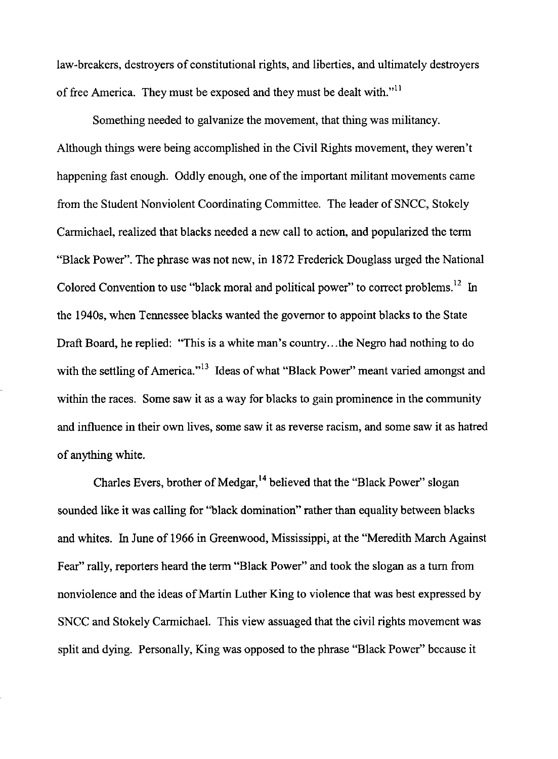law-breakers, destroyers of constitutional rights, and liberties, and ultimately destroyers of free America. They must be exposed and they must be dealt with."[11]

Something needed to galvanize the movement, that thing was militancy. Although things were being accomplished in the Civil Rights movement, they weren't happening fast enough. Oddly enough, one of the important militant movements came from the Student Nonviolent Coordinating Committee. The leader of SNCC, Stokely Carmichael, realized that blacks needed a new call to action, and popularized the term "Black Power". The phrase was not new, in 1872 Frederick Douglass urged the National Colored Convention to use "black moral and political power" to correct problems.[12] In the 1940s, when Tennessee blacks wanted the governor to appoint blacks to the State Draft Board, he replied: "This is a white man's country…the Negro had nothing to do with the settling of America."[13] Ideas of what "Black Power" meant varied amongst and within the races. Some saw it as a way for blacks to gain prominence in the community and influence in their own lives, some saw it as reverse racism, and some saw it as hatred of anything white.

Charles Evers, brother of Medgar,[14] believed that the "Black Power" slogan sounded like it was calling for "black domination" rather than equality between blacks and whites. In June of 1966 in Greenwood, Mississippi, at the "Meredith March Against Fear" rally, reporters heard the term "Black Power" and took the slogan as a turn from nonviolence and the ideas of Martin Luther King to violence that was best expressed by SNCC and Stokely Carmichael. This view assuaged that the civil rights movement was split and dying. Personally, King was opposed to the phrase "Black Power" because it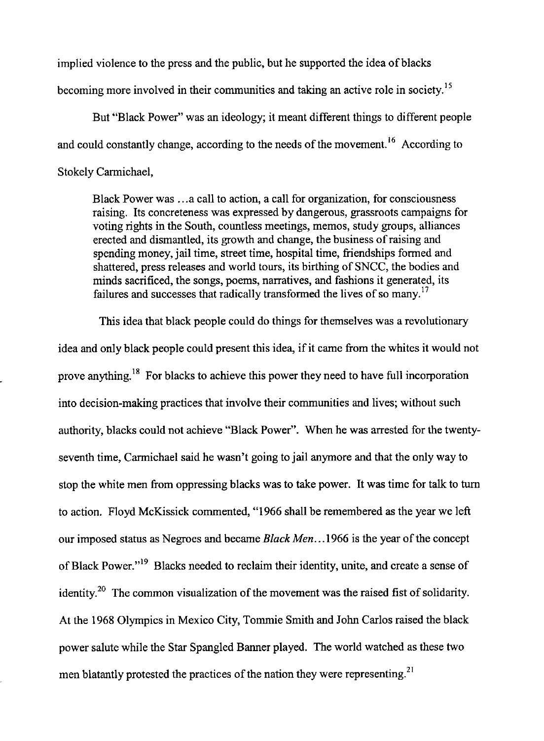implied violence to the press and the public, but he supported the idea of blacks becoming more involved in their communities and taking an active role in society.[15]

But "Black Power" was an ideology; it meant different things to different people and could constantly change, according to the needs of the movement.[16] According to Stokely Carmichael,

> Black Power was …a call to action, a call for organization, for consciousness raising. Its concreteness was expressed by dangerous, grassroots campaigns for voting rights in the South, countless meetings, memos, study groups, alliances erected and dismantled, its growth and change, the business of raising and spending money, jail time, street time, hospital time, friendships formed and shattered, press releases and world tours, its birthing of SNCC, the bodies and minds sacrificed, the songs, poems, narratives, and fashions it generated, its failures and successes that radically transformed the lives of so many.[17]

This idea that black people could do things for themselves was a revolutionary idea and only black people could present this idea, if it came from the whites it would not prove anything.[18] For blacks to achieve this power they need to have full incorporation into decision-making practices that involve their communities and lives; without such authority, blacks could not achieve "Black Power". When he was arrested for the twenty-seventh time, Carmichael said he wasn't going to jail anymore and that the only way to stop the white men from oppressing blacks was to take power. It was time for talk to turn to action. Floyd McKissick commented, "1966 shall be remembered as the year we left our imposed status as Negroes and became *Black Men*…1966 is the year of the concept of Black Power."[19] Blacks needed to reclaim their identity, unite, and create a sense of identity.[20] The common visualization of the movement was the raised fist of solidarity. At the 1968 Olympics in Mexico City, Tommie Smith and John Carlos raised the black power salute while the Star Spangled Banner played. The world watched as these two men blatantly protested the practices of the nation they were representing.[21]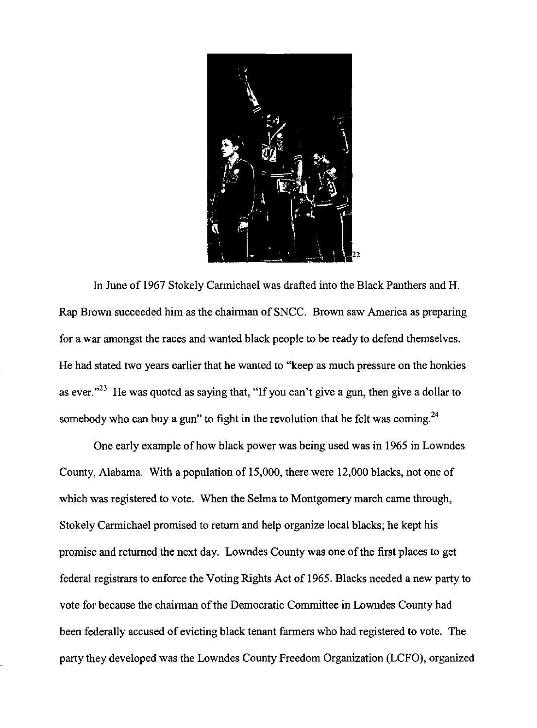[22]

In June of 1967 Stokely Carmichael was drafted into the Black Panthers and H. Rap Brown succeeded him as the chairman of SNCC. Brown saw America as preparing for a war amongst the races and wanted black people to be ready to defend themselves. He had stated two years earlier that he wanted to "keep as much pressure on the honkies as ever."[23] He was quoted as saying that, "If you can't give a gun, then give a dollar to somebody who can buy a gun" to fight in the revolution that he felt was coming.[24]

One early example of how black power was being used was in 1965 in Lowndes County, Alabama. With a population of 15,000, there were 12,000 blacks, not one of which was registered to vote. When the Selma to Montgomery march came through, Stokely Carmichael promised to return and help organize local blacks; he kept his promise and returned the next day. Lowndes County was one of the first places to get federal registrars to enforce the Voting Rights Act of 1965. Blacks needed a new party to vote for because the chairman of the Democratic Committee in Lowndes County had been federally accused of evicting black tenant farmers who had registered to vote. The party they developed was the Lowndes County Freedom Organization (LCFO), organized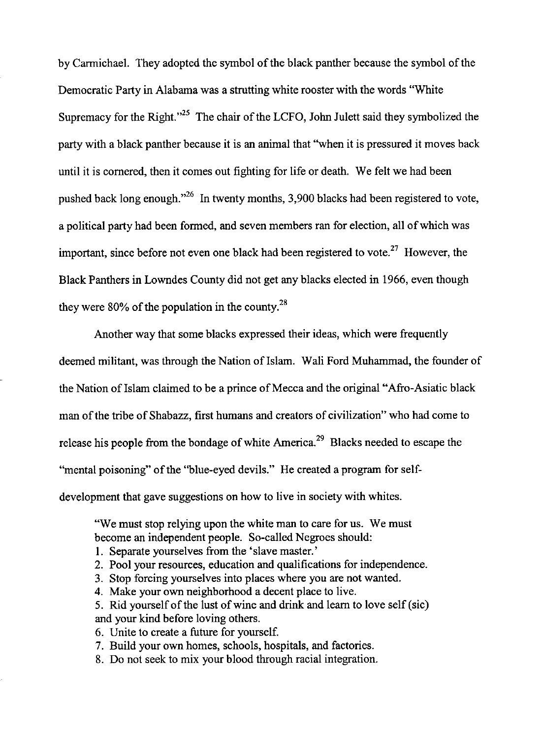by Carmichael. They adopted the symbol of the black panther because the symbol of the Democratic Party in Alabama was a strutting white rooster with the words "White Supremacy for the Right."[25] The chair of the LCFO, John Julett said they symbolized the party with a black panther because it is an animal that "when it is pressured it moves back until it is cornered, then it comes out fighting for life or death. We felt we had been pushed back long enough."[26] In twenty months, 3,900 blacks had been registered to vote, a political party had been formed, and seven members ran for election, all of which was important, since before not even one black had been registered to vote.[27] However, the Black Panthers in Lowndes County did not get any blacks elected in 1966, even though they were 80% of the population in the county.[28]

Another way that some blacks expressed their ideas, which were frequently deemed militant, was through the Nation of Islam. Wali Ford Muhammad, the founder of the Nation of Islam claimed to be a prince of Mecca and the original "Afro-Asiatic black man of the tribe of Shabazz, first humans and creators of civilization" who had come to release his people from the bondage of white America.[29] Blacks needed to escape the "mental poisoning" of the "blue-eyed devils." He created a program for self-development that gave suggestions on how to live in society with whites.

> "We must stop relying upon the white man to care for us. We must become an independent people. So-called Negroes should:
> 1. Separate yourselves from the 'slave master.'
> 2. Pool your resources, education and qualifications for independence.
> 3. Stop forcing yourselves into places where you are not wanted.
> 4. Make your own neighborhood a decent place to live.
> 5. Rid yourself of the lust of wine and drink and learn to love self (sic) and your kind before loving others.
> 6. Unite to create a future for yourself.
> 7. Build your own homes, schools, hospitals, and factories.
> 8. Do not seek to mix your blood through racial integration.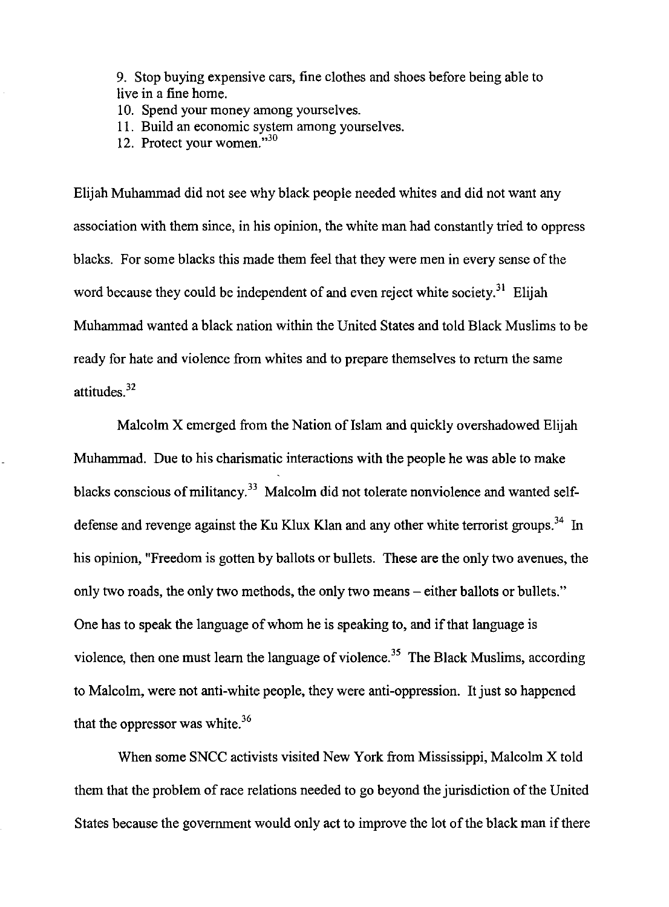9. Stop buying expensive cars, fine clothes and shoes before being able to live in a fine home.
10. Spend your money among yourselves.
11. Build an economic system among yourselves.
12. Protect your women."[30]

Elijah Muhammad did not see why black people needed whites and did not want any association with them since, in his opinion, the white man had constantly tried to oppress blacks. For some blacks this made them feel that they were men in every sense of the word because they could be independent of and even reject white society.[31] Elijah Muhammad wanted a black nation within the United States and told Black Muslims to be ready for hate and violence from whites and to prepare themselves to return the same attitudes.[32]

Malcolm X emerged from the Nation of Islam and quickly overshadowed Elijah Muhammad. Due to his charismatic interactions with the people he was able to make blacks conscious of militancy.[33] Malcolm did not tolerate nonviolence and wanted self-defense and revenge against the Ku Klux Klan and any other white terrorist groups.[34] In his opinion, "Freedom is gotten by ballots or bullets. These are the only two avenues, the only two roads, the only two methods, the only two means – either ballots or bullets." One has to speak the language of whom he is speaking to, and if that language is violence, then one must learn the language of violence.[35] The Black Muslims, according to Malcolm, were not anti-white people, they were anti-oppression. It just so happened that the oppressor was white.[36]

When some SNCC activists visited New York from Mississippi, Malcolm X told them that the problem of race relations needed to go beyond the jurisdiction of the United States because the government would only act to improve the lot of the black man if there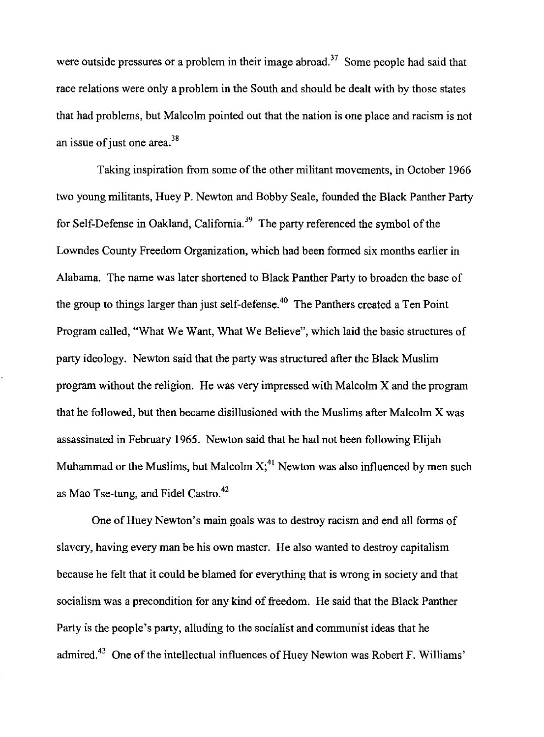were outside pressures or a problem in their image abroad.[37] Some people had said that race relations were only a problem in the South and should be dealt with by those states that had problems, but Malcolm pointed out that the nation is one place and racism is not an issue of just one area.[38]

Taking inspiration from some of the other militant movements, in October 1966 two young militants, Huey P. Newton and Bobby Seale, founded the Black Panther Party for Self-Defense in Oakland, California.[39] The party referenced the symbol of the Lowndes County Freedom Organization, which had been formed six months earlier in Alabama. The name was later shortened to Black Panther Party to broaden the base of the group to things larger than just self-defense.[40] The Panthers created a Ten Point Program called, "What We Want, What We Believe", which laid the basic structures of party ideology. Newton said that the party was structured after the Black Muslim program without the religion. He was very impressed with Malcolm X and the program that he followed, but then became disillusioned with the Muslims after Malcolm X was assassinated in February 1965. Newton said that he had not been following Elijah Muhammad or the Muslims, but Malcolm X;[41] Newton was also influenced by men such as Mao Tse-tung, and Fidel Castro.[42]

One of Huey Newton's main goals was to destroy racism and end all forms of slavery, having every man be his own master. He also wanted to destroy capitalism because he felt that it could be blamed for everything that is wrong in society and that socialism was a precondition for any kind of freedom. He said that the Black Panther Party is the people's party, alluding to the socialist and communist ideas that he admired.[43] One of the intellectual influences of Huey Newton was Robert F. Williams'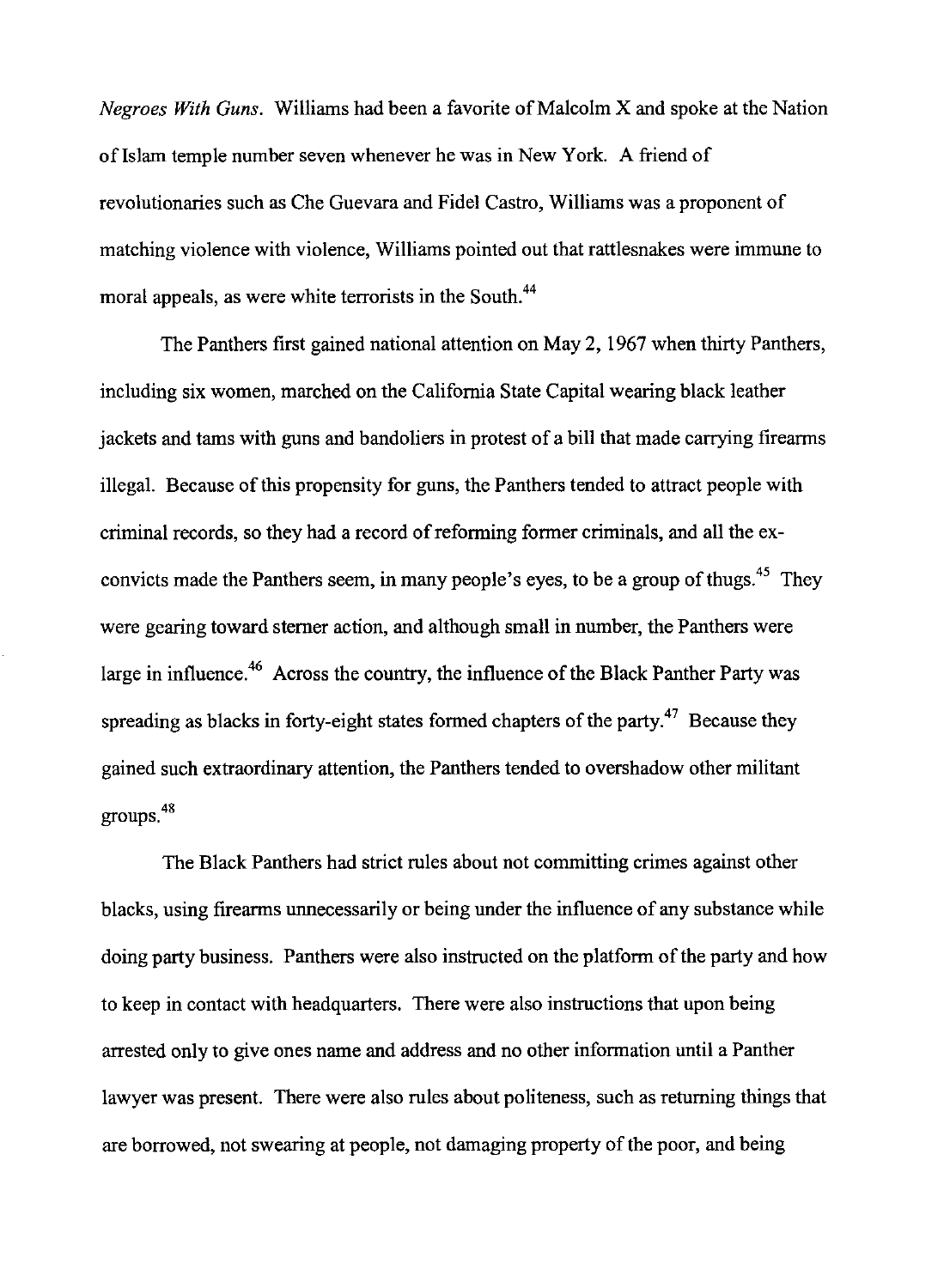*Negroes With Guns*. Williams had been a favorite of Malcolm X and spoke at the Nation of Islam temple number seven whenever he was in New York. A friend of revolutionaries such as Che Guevara and Fidel Castro, Williams was a proponent of matching violence with violence, Williams pointed out that rattlesnakes were immune to moral appeals, as were white terrorists in the South.[44]

The Panthers first gained national attention on May 2, 1967 when thirty Panthers, including six women, marched on the California State Capital wearing black leather jackets and tams with guns and bandoliers in protest of a bill that made carrying firearms illegal. Because of this propensity for guns, the Panthers tended to attract people with criminal records, so they had a record of reforming former criminals, and all the ex-convicts made the Panthers seem, in many people's eyes, to be a group of thugs.[45] They were gearing toward sterner action, and although small in number, the Panthers were large in influence.[46] Across the country, the influence of the Black Panther Party was spreading as blacks in forty-eight states formed chapters of the party.[47] Because they gained such extraordinary attention, the Panthers tended to overshadow other militant groups.[48]

The Black Panthers had strict rules about not committing crimes against other blacks, using firearms unnecessarily or being under the influence of any substance while doing party business. Panthers were also instructed on the platform of the party and how to keep in contact with headquarters. There were also instructions that upon being arrested only to give ones name and address and no other information until a Panther lawyer was present. There were also rules about politeness, such as returning things that are borrowed, not swearing at people, not damaging property of the poor, and being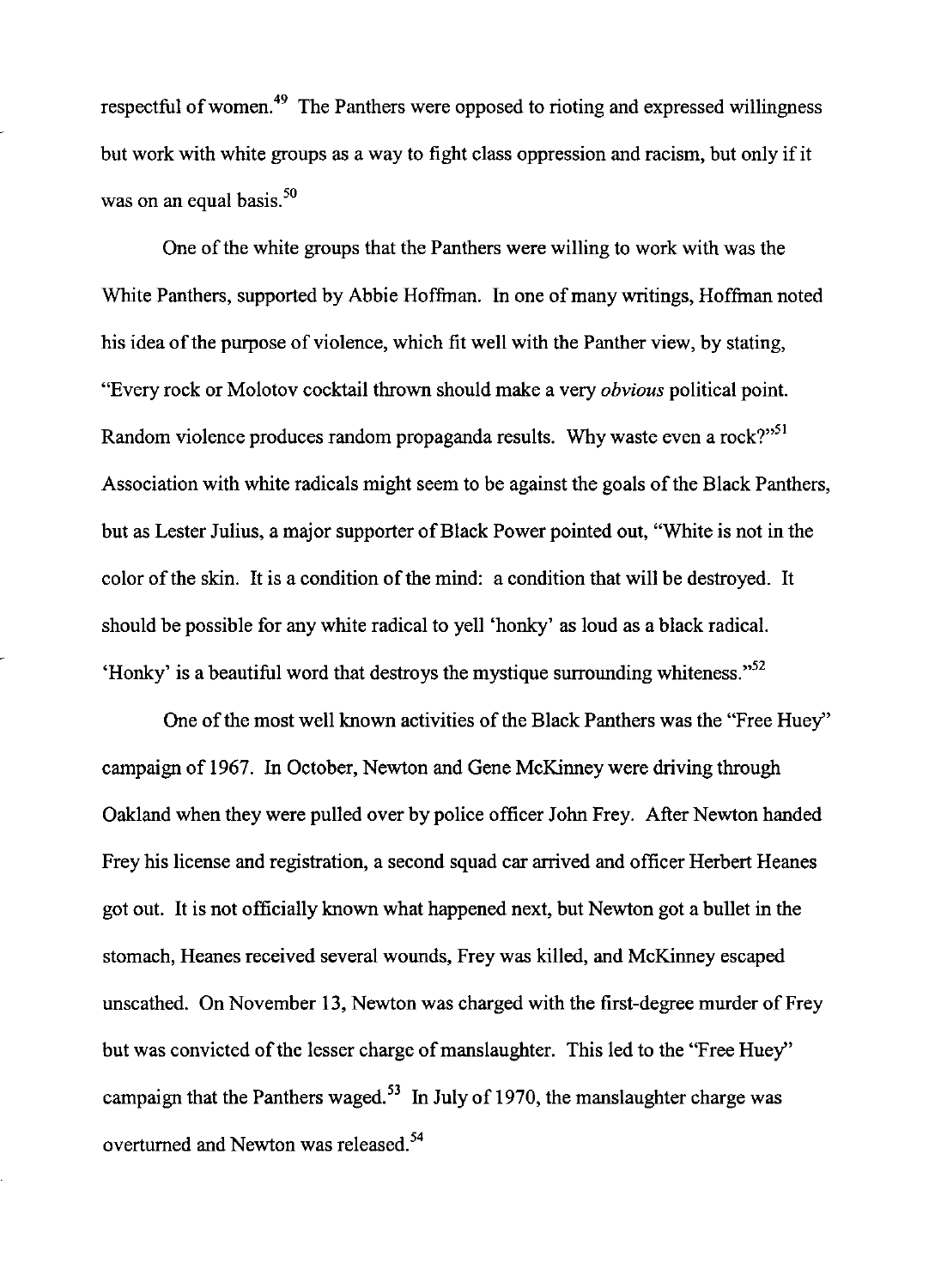respectful of women.[49] The Panthers were opposed to rioting and expressed willingness but work with white groups as a way to fight class oppression and racism, but only if it was on an equal basis.[50]

One of the white groups that the Panthers were willing to work with was the White Panthers, supported by Abbie Hoffman. In one of many writings, Hoffman noted his idea of the purpose of violence, which fit well with the Panther view, by stating, "Every rock or Molotov cocktail thrown should make a very *obvious* political point. Random violence produces random propaganda results. Why waste even a rock?"[51] Association with white radicals might seem to be against the goals of the Black Panthers, but as Lester Julius, a major supporter of Black Power pointed out, "White is not in the color of the skin. It is a condition of the mind: a condition that will be destroyed. It should be possible for any white radical to yell 'honky' as loud as a black radical. 'Honky' is a beautiful word that destroys the mystique surrounding whiteness."[52]

One of the most well known activities of the Black Panthers was the "Free Huey" campaign of 1967. In October, Newton and Gene McKinney were driving through Oakland when they were pulled over by police officer John Frey. After Newton handed Frey his license and registration, a second squad car arrived and officer Herbert Heanes got out. It is not officially known what happened next, but Newton got a bullet in the stomach, Heanes received several wounds, Frey was killed, and McKinney escaped unscathed. On November 13, Newton was charged with the first-degree murder of Frey but was convicted of the lesser charge of manslaughter. This led to the "Free Huey" campaign that the Panthers waged.[53] In July of 1970, the manslaughter charge was overturned and Newton was released.[54]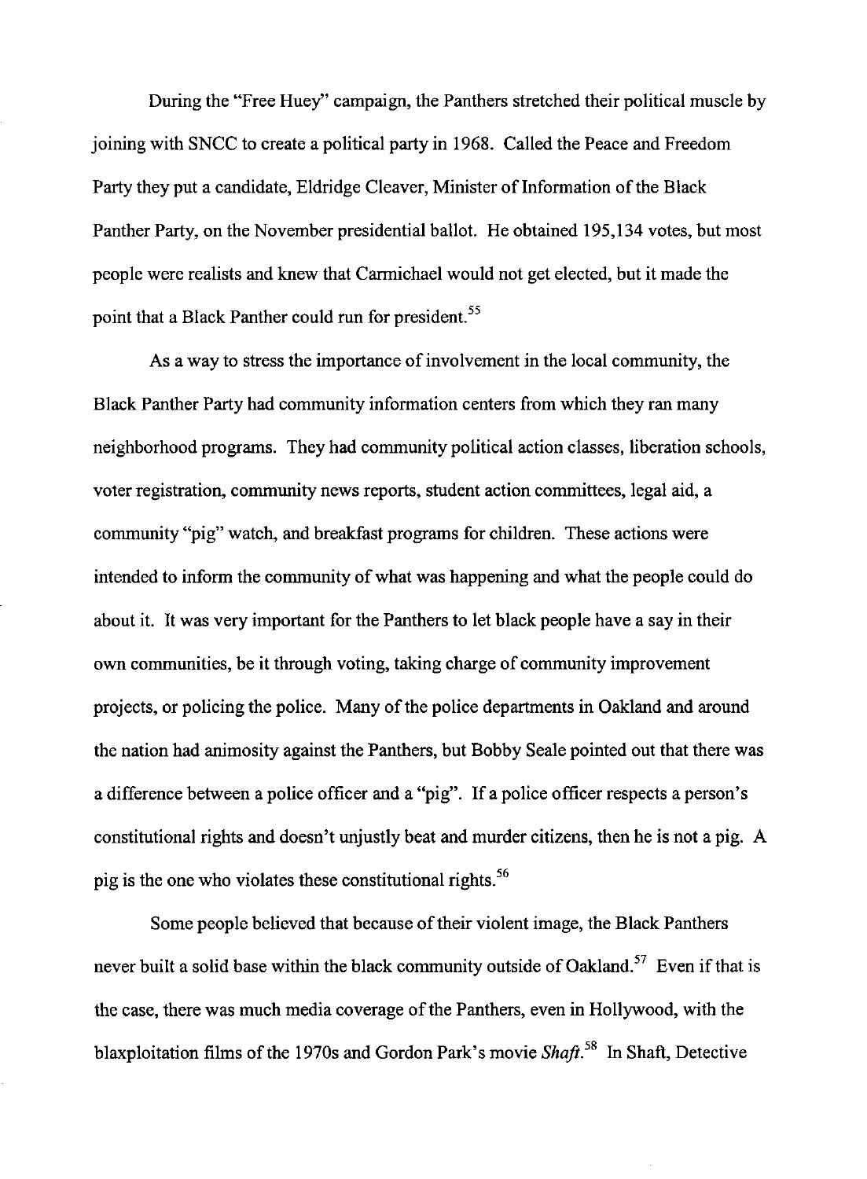During the "Free Huey" campaign, the Panthers stretched their political muscle by joining with SNCC to create a political party in 1968. Called the Peace and Freedom Party they put a candidate, Eldridge Cleaver, Minister of Information of the Black Panther Party, on the November presidential ballot. He obtained 195,134 votes, but most people were realists and knew that Carmichael would not get elected, but it made the point that a Black Panther could run for president.[55]

As a way to stress the importance of involvement in the local community, the Black Panther Party had community information centers from which they ran many neighborhood programs. They had community political action classes, liberation schools, voter registration, community news reports, student action committees, legal aid, a community "pig" watch, and breakfast programs for children. These actions were intended to inform the community of what was happening and what the people could do about it. It was very important for the Panthers to let black people have a say in their own communities, be it through voting, taking charge of community improvement projects, or policing the police. Many of the police departments in Oakland and around the nation had animosity against the Panthers, but Bobby Seale pointed out that there was a difference between a police officer and a "pig". If a police officer respects a person's constitutional rights and doesn't unjustly beat and murder citizens, then he is not a pig. A pig is the one who violates these constitutional rights.[56]

Some people believed that because of their violent image, the Black Panthers never built a solid base within the black community outside of Oakland.[57] Even if that is the case, there was much media coverage of the Panthers, even in Hollywood, with the blaxploitation films of the 1970s and Gordon Park's movie *Shaft*.[58] In Shaft, Detective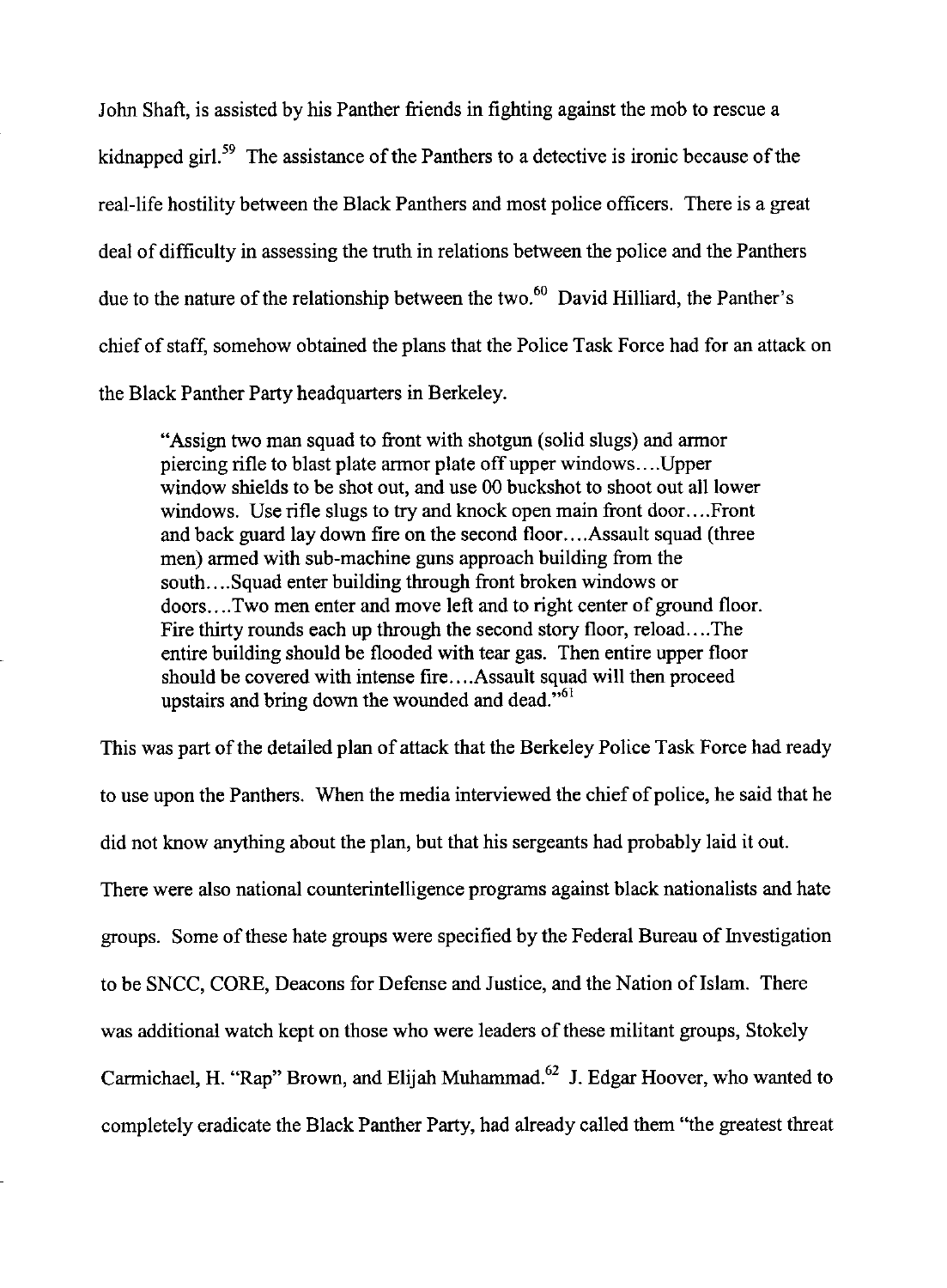John Shaft, is assisted by his Panther friends in fighting against the mob to rescue a kidnapped girl.[59] The assistance of the Panthers to a detective is ironic because of the real-life hostility between the Black Panthers and most police officers. There is a great deal of difficulty in assessing the truth in relations between the police and the Panthers due to the nature of the relationship between the two.[60] David Hilliard, the Panther's chief of staff, somehow obtained the plans that the Police Task Force had for an attack on the Black Panther Party headquarters in Berkeley.

> "Assign two man squad to front with shotgun (solid slugs) and armor piercing rifle to blast plate armor plate off upper windows….Upper window shields to be shot out, and use 00 buckshot to shoot out all lower windows. Use rifle slugs to try and knock open main front door….Front and back guard lay down fire on the second floor….Assault squad (three men) armed with sub-machine guns approach building from the south….Squad enter building through front broken windows or doors….Two men enter and move left and to right center of ground floor. Fire thirty rounds each up through the second story floor, reload….The entire building should be flooded with tear gas. Then entire upper floor should be covered with intense fire….Assault squad will then proceed upstairs and bring down the wounded and dead."[61]

This was part of the detailed plan of attack that the Berkeley Police Task Force had ready to use upon the Panthers. When the media interviewed the chief of police, he said that he did not know anything about the plan, but that his sergeants had probably laid it out. There were also national counterintelligence programs against black nationalists and hate groups. Some of these hate groups were specified by the Federal Bureau of Investigation to be SNCC, CORE, Deacons for Defense and Justice, and the Nation of Islam. There was additional watch kept on those who were leaders of these militant groups, Stokely Carmichael, H. "Rap" Brown, and Elijah Muhammad.[62] J. Edgar Hoover, who wanted to completely eradicate the Black Panther Party, had already called them "the greatest threat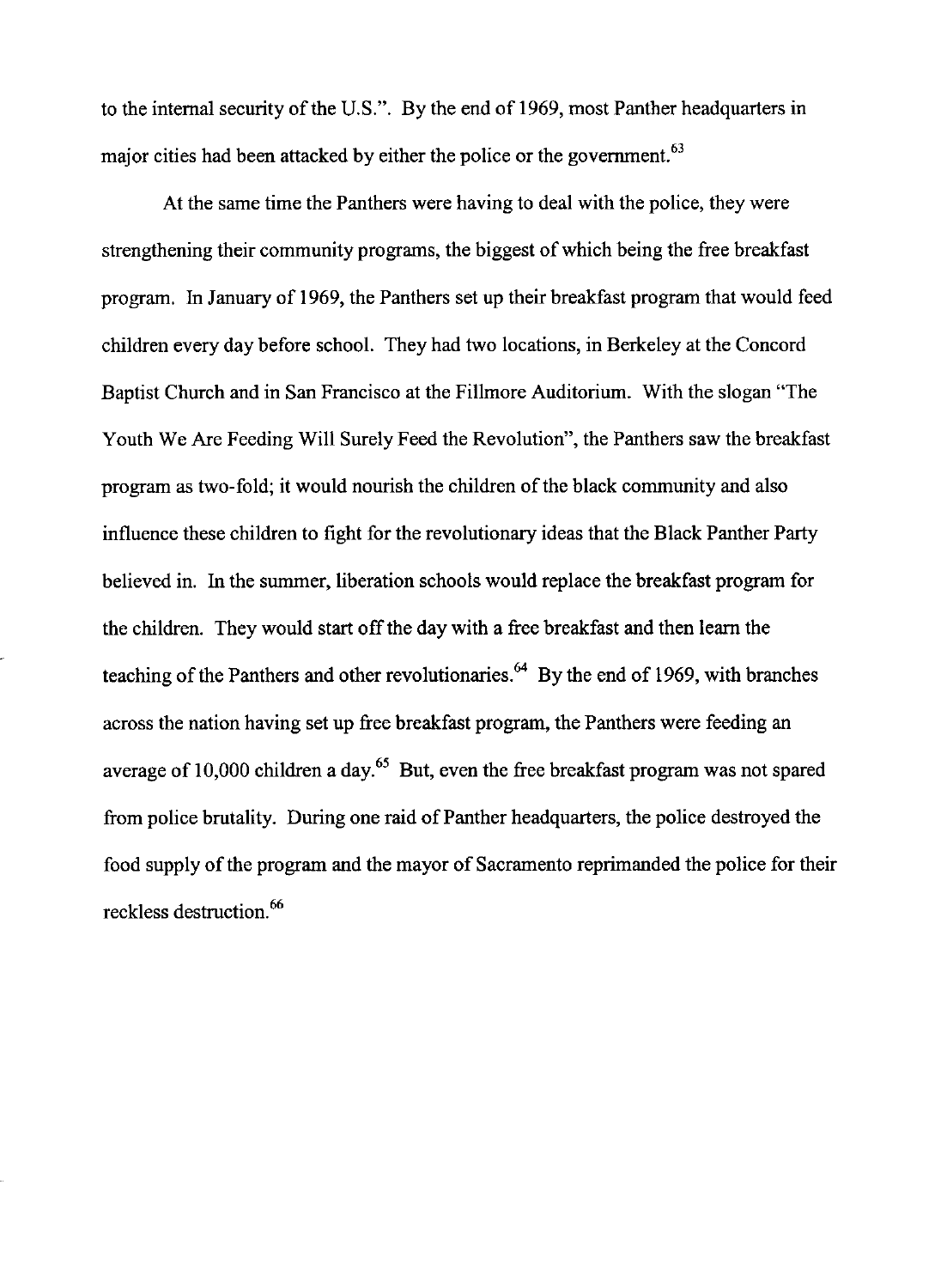to the internal security of the U.S.". By the end of 1969, most Panther headquarters in major cities had been attacked by either the police or the government.[63]

At the same time the Panthers were having to deal with the police, they were strengthening their community programs, the biggest of which being the free breakfast program. In January of 1969, the Panthers set up their breakfast program that would feed children every day before school. They had two locations, in Berkeley at the Concord Baptist Church and in San Francisco at the Fillmore Auditorium. With the slogan "The Youth We Are Feeding Will Surely Feed the Revolution", the Panthers saw the breakfast program as two-fold; it would nourish the children of the black community and also influence these children to fight for the revolutionary ideas that the Black Panther Party believed in. In the summer, liberation schools would replace the breakfast program for the children. They would start off the day with a free breakfast and then learn the teaching of the Panthers and other revolutionaries.[64] By the end of 1969, with branches across the nation having set up free breakfast program, the Panthers were feeding an average of 10,000 children a day.[65] But, even the free breakfast program was not spared from police brutality. During one raid of Panther headquarters, the police destroyed the food supply of the program and the mayor of Sacramento reprimanded the police for their reckless destruction.[66]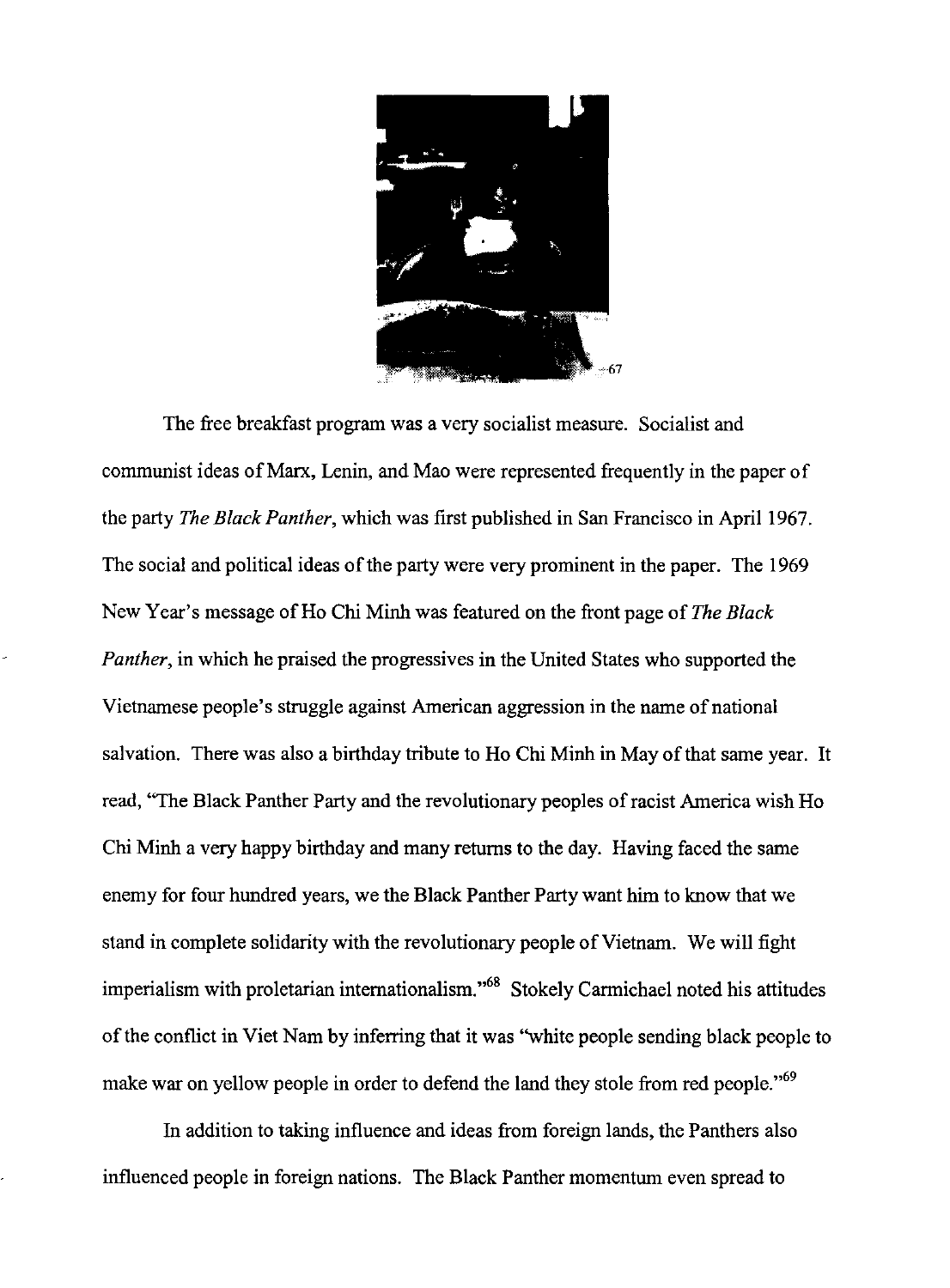[67]

The free breakfast program was a very socialist measure. Socialist and communist ideas of Marx, Lenin, and Mao were represented frequently in the paper of the party *The Black Panther*, which was first published in San Francisco in April 1967. The social and political ideas of the party were very prominent in the paper. The 1969 New Year's message of Ho Chi Minh was featured on the front page of *The Black Panther*, in which he praised the progressives in the United States who supported the Vietnamese people's struggle against American aggression in the name of national salvation. There was also a birthday tribute to Ho Chi Minh in May of that same year. It read, "The Black Panther Party and the revolutionary peoples of racist America wish Ho Chi Minh a very happy birthday and many returns to the day. Having faced the same enemy for four hundred years, we the Black Panther Party want him to know that we stand in complete solidarity with the revolutionary people of Vietnam. We will fight imperialism with proletarian internationalism."[68] Stokely Carmichael noted his attitudes of the conflict in Viet Nam by inferring that it was "white people sending black people to make war on yellow people in order to defend the land they stole from red people."[69]

In addition to taking influence and ideas from foreign lands, the Panthers also influenced people in foreign nations. The Black Panther momentum even spread to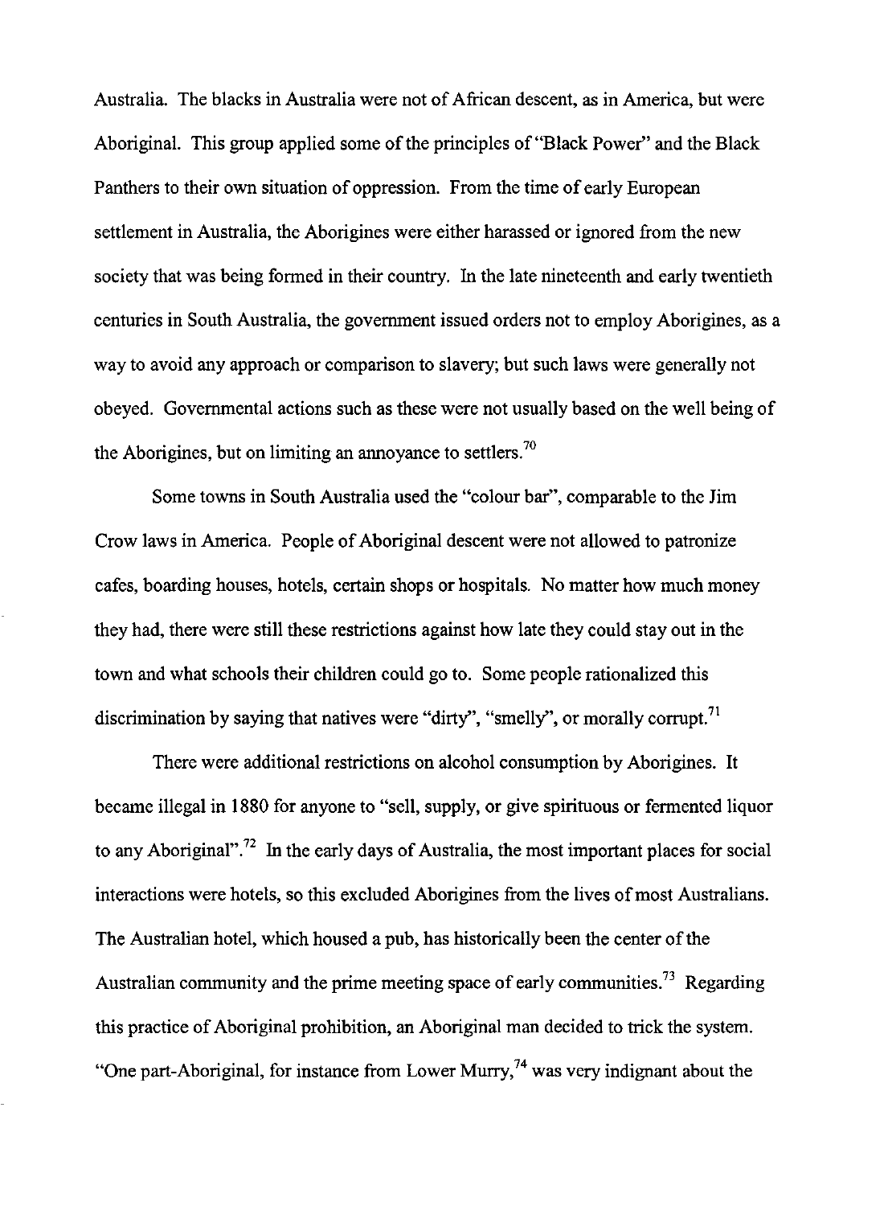Australia. The blacks in Australia were not of African descent, as in America, but were Aboriginal. This group applied some of the principles of "Black Power" and the Black Panthers to their own situation of oppression. From the time of early European settlement in Australia, the Aborigines were either harassed or ignored from the new society that was being formed in their country. In the late nineteenth and early twentieth centuries in South Australia, the government issued orders not to employ Aborigines, as a way to avoid any approach or comparison to slavery; but such laws were generally not obeyed. Governmental actions such as these were not usually based on the well being of the Aborigines, but on limiting an annoyance to settlers.[70]

Some towns in South Australia used the "colour bar", comparable to the Jim Crow laws in America. People of Aboriginal descent were not allowed to patronize cafes, boarding houses, hotels, certain shops or hospitals. No matter how much money they had, there were still these restrictions against how late they could stay out in the town and what schools their children could go to. Some people rationalized this discrimination by saying that natives were "dirty", "smelly", or morally corrupt.[71]

There were additional restrictions on alcohol consumption by Aborigines. It became illegal in 1880 for anyone to "sell, supply, or give spirituous or fermented liquor to any Aboriginal".[72] In the early days of Australia, the most important places for social interactions were hotels, so this excluded Aborigines from the lives of most Australians. The Australian hotel, which housed a pub, has historically been the center of the Australian community and the prime meeting space of early communities.[73] Regarding this practice of Aboriginal prohibition, an Aboriginal man decided to trick the system. "One part-Aboriginal, for instance from Lower Murry,[74] was very indignant about the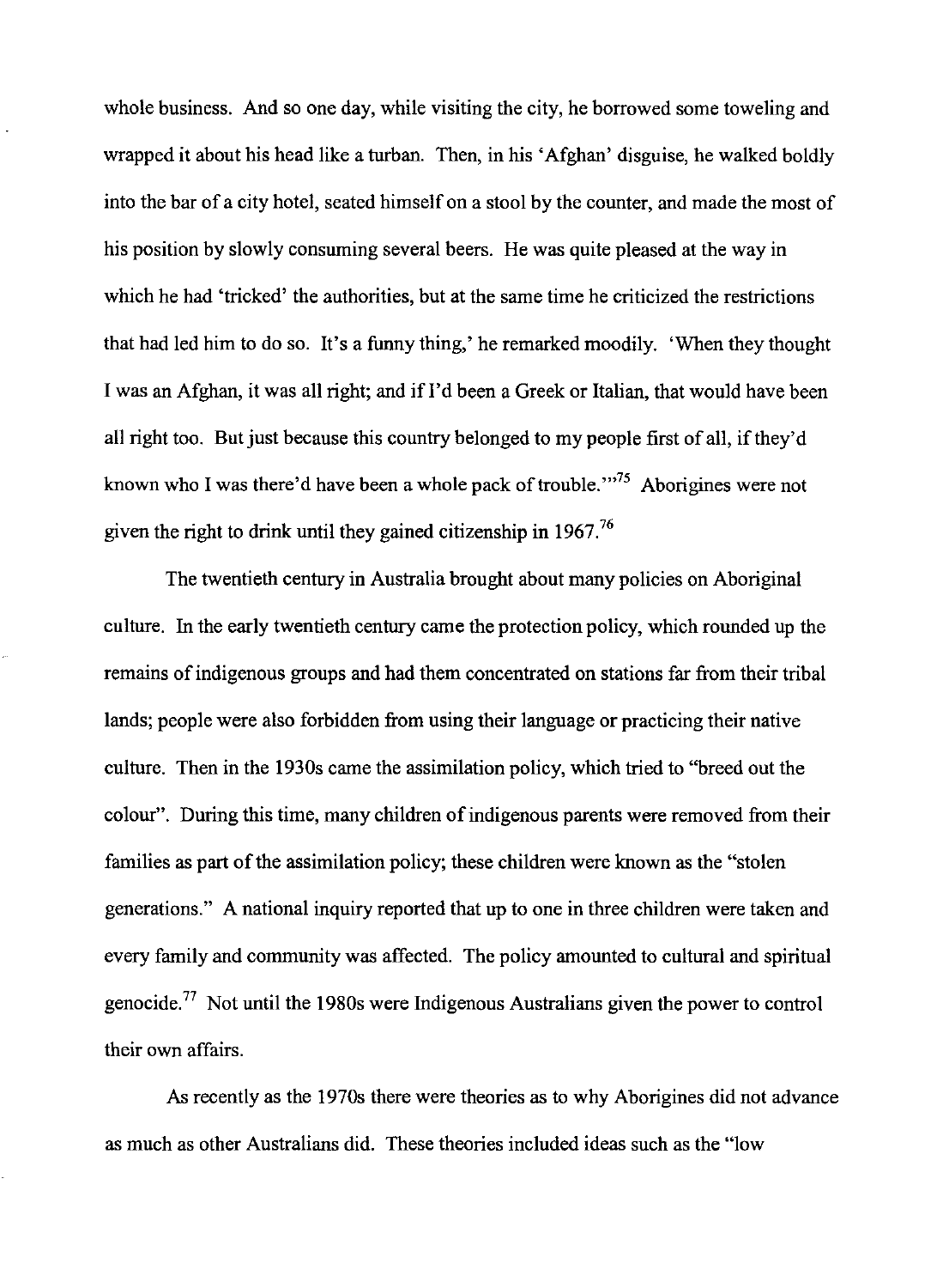whole business. And so one day, while visiting the city, he borrowed some toweling and wrapped it about his head like a turban. Then, in his 'Afghan' disguise, he walked boldly into the bar of a city hotel, seated himself on a stool by the counter, and made the most of his position by slowly consuming several beers. He was quite pleased at the way in which he had 'tricked' the authorities, but at the same time he criticized the restrictions that had led him to do so. It's a funny thing,' he remarked moodily. 'When they thought I was an Afghan, it was all right; and if I'd been a Greek or Italian, that would have been all right too. But just because this country belonged to my people first of all, if they'd known who I was there'd have been a whole pack of trouble.'"[75] Aborigines were not given the right to drink until they gained citizenship in 1967.[76]

The twentieth century in Australia brought about many policies on Aboriginal culture. In the early twentieth century came the protection policy, which rounded up the remains of indigenous groups and had them concentrated on stations far from their tribal lands; people were also forbidden from using their language or practicing their native culture. Then in the 1930s came the assimilation policy, which tried to "breed out the colour". During this time, many children of indigenous parents were removed from their families as part of the assimilation policy; these children were known as the "stolen generations." A national inquiry reported that up to one in three children were taken and every family and community was affected. The policy amounted to cultural and spiritual genocide.[77] Not until the 1980s were Indigenous Australians given the power to control their own affairs.

As recently as the 1970s there were theories as to why Aborigines did not advance as much as other Australians did. These theories included ideas such as the "low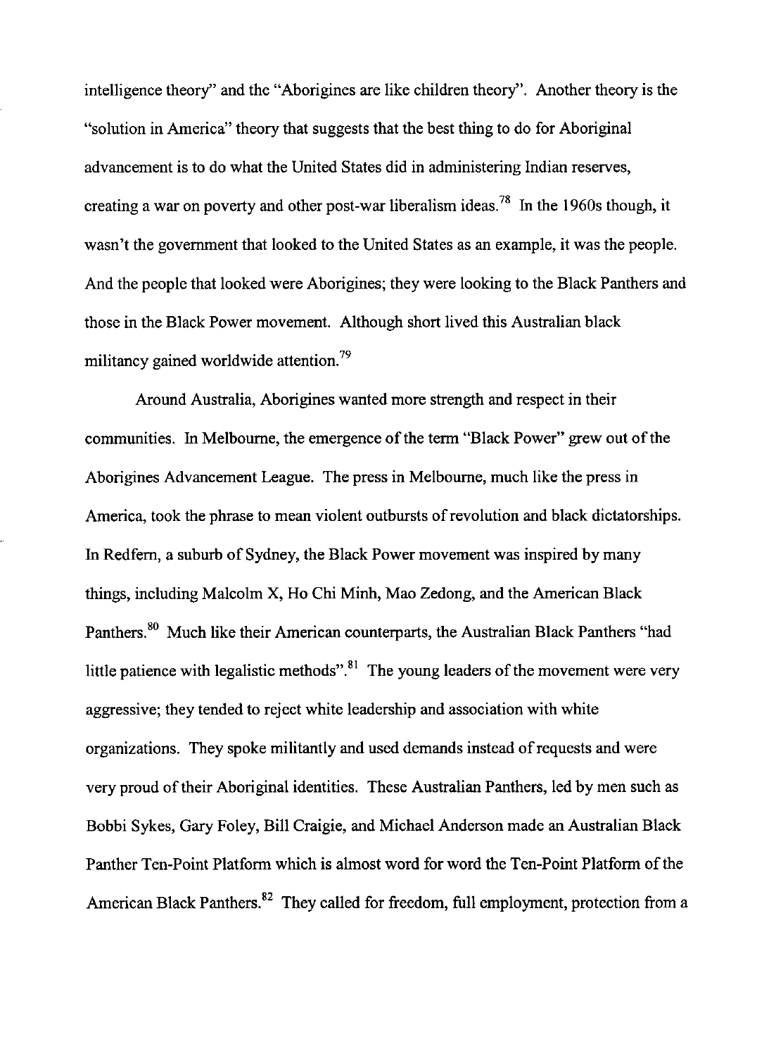intelligence theory" and the "Aborigines are like children theory". Another theory is the "solution in America" theory that suggests that the best thing to do for Aboriginal advancement is to do what the United States did in administering Indian reserves, creating a war on poverty and other post-war liberalism ideas.[78] In the 1960s though, it wasn't the government that looked to the United States as an example, it was the people. And the people that looked were Aborigines; they were looking to the Black Panthers and those in the Black Power movement. Although short lived this Australian black militancy gained worldwide attention.[79]

Around Australia, Aborigines wanted more strength and respect in their communities. In Melbourne, the emergence of the term "Black Power" grew out of the Aborigines Advancement League. The press in Melbourne, much like the press in America, took the phrase to mean violent outbursts of revolution and black dictatorships. In Redfern, a suburb of Sydney, the Black Power movement was inspired by many things, including Malcolm X, Ho Chi Minh, Mao Zedong, and the American Black Panthers.[80] Much like their American counterparts, the Australian Black Panthers "had little patience with legalistic methods".[81] The young leaders of the movement were very aggressive; they tended to reject white leadership and association with white organizations. They spoke militantly and used demands instead of requests and were very proud of their Aboriginal identities. These Australian Panthers, led by men such as Bobbi Sykes, Gary Foley, Bill Craigie, and Michael Anderson made an Australian Black Panther Ten-Point Platform which is almost word for word the Ten-Point Platform of the American Black Panthers.[82] They called for freedom, full employment, protection from a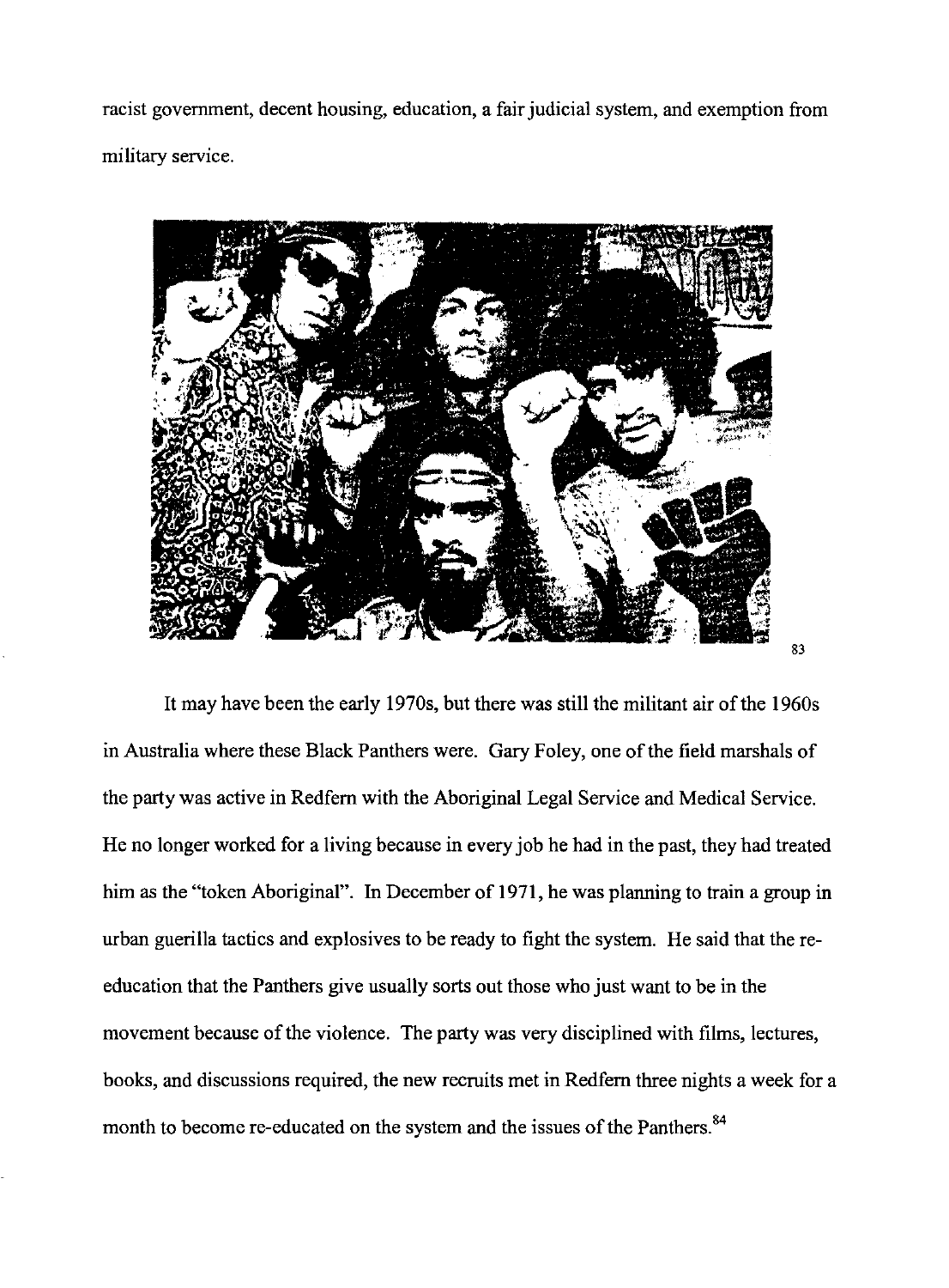racist government, decent housing, education, a fair judicial system, and exemption from military service.

[83]

It may have been the early 1970s, but there was still the militant air of the 1960s in Australia where these Black Panthers were. Gary Foley, one of the field marshals of the party was active in Redfern with the Aboriginal Legal Service and Medical Service. He no longer worked for a living because in every job he had in the past, they had treated him as the "token Aboriginal". In December of 1971, he was planning to train a group in urban guerilla tactics and explosives to be ready to fight the system. He said that the re-education that the Panthers give usually sorts out those who just want to be in the movement because of the violence. The party was very disciplined with films, lectures, books, and discussions required, the new recruits met in Redfern three nights a week for a month to become re-educated on the system and the issues of the Panthers.[84]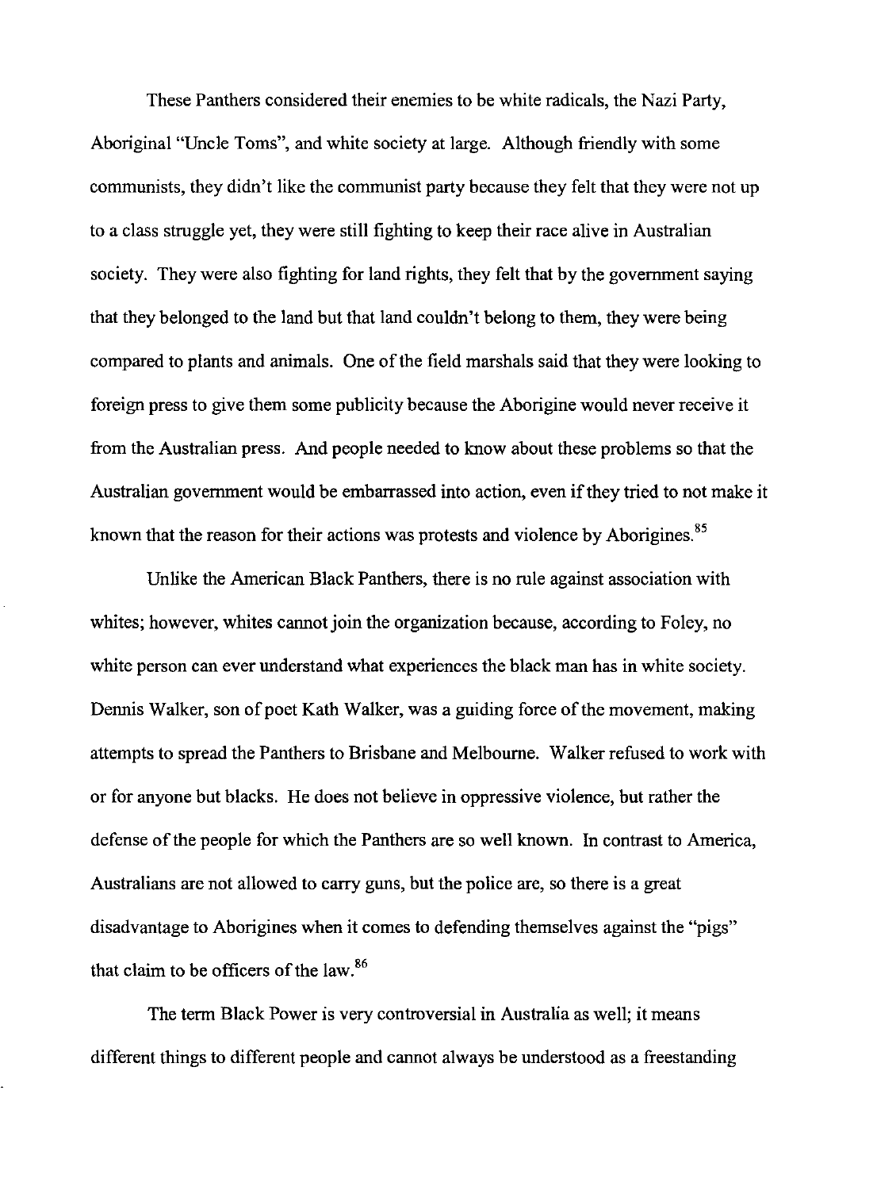These Panthers considered their enemies to be white radicals, the Nazi Party, Aboriginal "Uncle Toms", and white society at large. Although friendly with some communists, they didn't like the communist party because they felt that they were not up to a class struggle yet, they were still fighting to keep their race alive in Australian society. They were also fighting for land rights, they felt that by the government saying that they belonged to the land but that land couldn't belong to them, they were being compared to plants and animals. One of the field marshals said that they were looking to foreign press to give them some publicity because the Aborigine would never receive it from the Australian press. And people needed to know about these problems so that the Australian government would be embarrassed into action, even if they tried to not make it known that the reason for their actions was protests and violence by Aborigines.[85]

Unlike the American Black Panthers, there is no rule against association with whites; however, whites cannot join the organization because, according to Foley, no white person can ever understand what experiences the black man has in white society. Dennis Walker, son of poet Kath Walker, was a guiding force of the movement, making attempts to spread the Panthers to Brisbane and Melbourne. Walker refused to work with or for anyone but blacks. He does not believe in oppressive violence, but rather the defense of the people for which the Panthers are so well known. In contrast to America, Australians are not allowed to carry guns, but the police are, so there is a great disadvantage to Aborigines when it comes to defending themselves against the "pigs" that claim to be officers of the law.[86]

The term Black Power is very controversial in Australia as well; it means different things to different people and cannot always be understood as a freestanding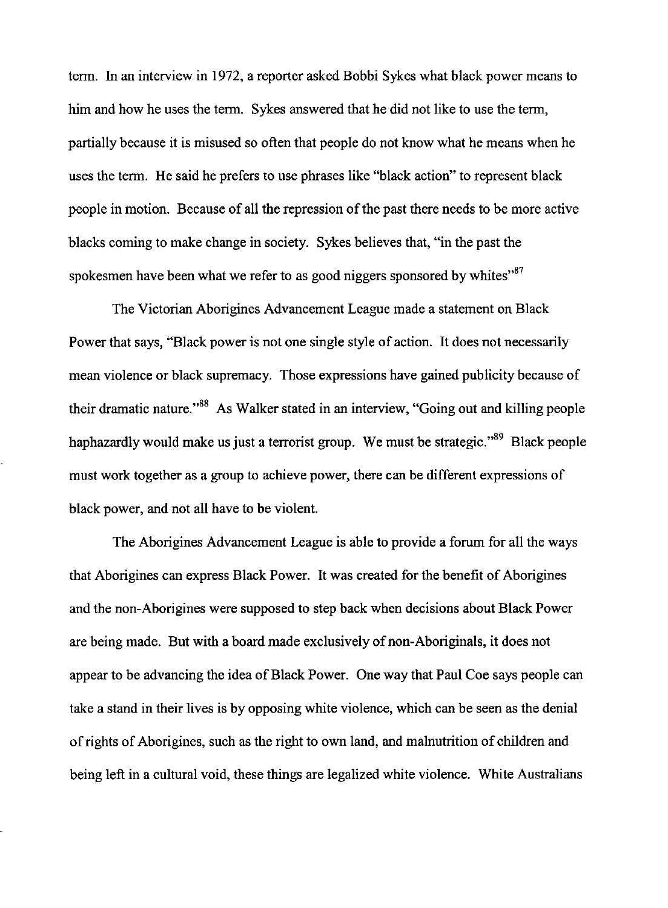term. In an interview in 1972, a reporter asked Bobbi Sykes what black power means to him and how he uses the term. Sykes answered that he did not like to use the term, partially because it is misused so often that people do not know what he means when he uses the term. He said he prefers to use phrases like "black action" to represent black people in motion. Because of all the repression of the past there needs to be more active blacks coming to make change in society. Sykes believes that, "in the past the spokesmen have been what we refer to as good niggers sponsored by whites"[87]

The Victorian Aborigines Advancement League made a statement on Black Power that says, "Black power is not one single style of action. It does not necessarily mean violence or black supremacy. Those expressions have gained publicity because of their dramatic nature."[88] As Walker stated in an interview, "Going out and killing people haphazardly would make us just a terrorist group. We must be strategic."[89] Black people must work together as a group to achieve power, there can be different expressions of black power, and not all have to be violent.

The Aborigines Advancement League is able to provide a forum for all the ways that Aborigines can express Black Power. It was created for the benefit of Aborigines and the non-Aborigines were supposed to step back when decisions about Black Power are being made. But with a board made exclusively of non-Aboriginals, it does not appear to be advancing the idea of Black Power. One way that Paul Coe says people can take a stand in their lives is by opposing white violence, which can be seen as the denial of rights of Aborigines, such as the right to own land, and malnutrition of children and being left in a cultural void, these things are legalized white violence. White Australians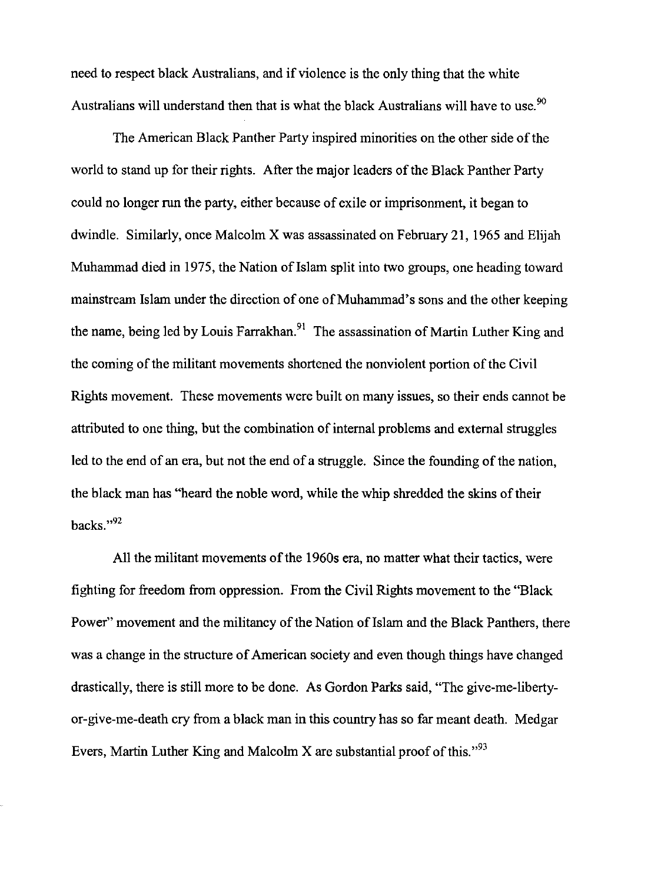need to respect black Australians, and if violence is the only thing that the white Australians will understand then that is what the black Australians will have to use.[90]

The American Black Panther Party inspired minorities on the other side of the world to stand up for their rights. After the major leaders of the Black Panther Party could no longer run the party, either because of exile or imprisonment, it began to dwindle. Similarly, once Malcolm X was assassinated on February 21, 1965 and Elijah Muhammad died in 1975, the Nation of Islam split into two groups, one heading toward mainstream Islam under the direction of one of Muhammad's sons and the other keeping the name, being led by Louis Farrakhan.[91] The assassination of Martin Luther King and the coming of the militant movements shortened the nonviolent portion of the Civil Rights movement. These movements were built on many issues, so their ends cannot be attributed to one thing, but the combination of internal problems and external struggles led to the end of an era, but not the end of a struggle. Since the founding of the nation, the black man has "heard the noble word, while the whip shredded the skins of their backs."[92]

All the militant movements of the 1960s era, no matter what their tactics, were fighting for freedom from oppression. From the Civil Rights movement to the "Black Power" movement and the militancy of the Nation of Islam and the Black Panthers, there was a change in the structure of American society and even though things have changed drastically, there is still more to be done. As Gordon Parks said, "The give-me-liberty-or-give-me-death cry from a black man in this country has so far meant death. Medgar Evers, Martin Luther King and Malcolm X are substantial proof of this."[93]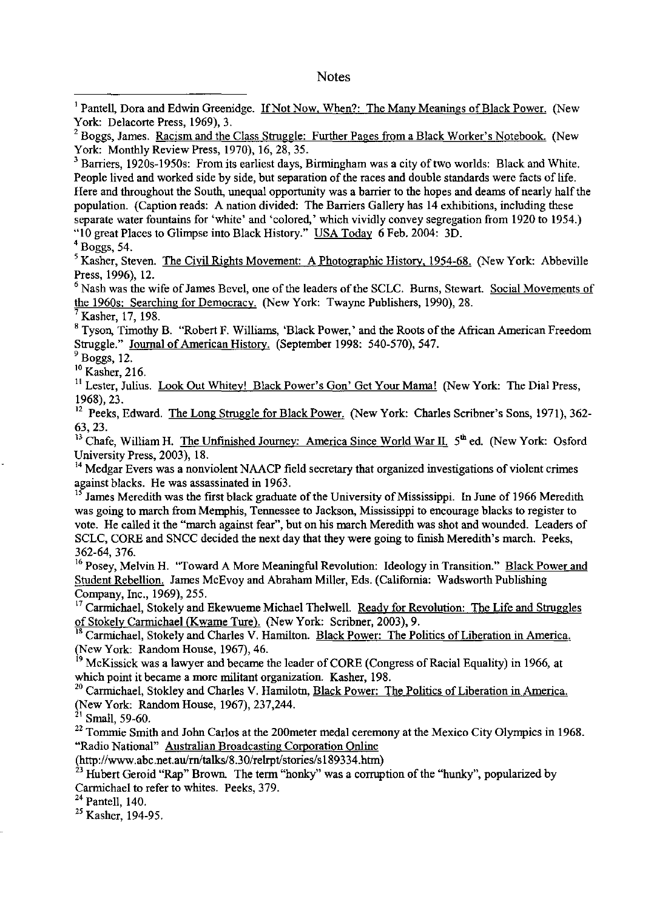# Notes

[1] Pantell, Dora and Edwin Greenidge. If Not Now, When?: The Many Meanings of Black Power. (New York: Delacorte Press, 1969), 3.

[2] Boggs, James. Racism and the Class Struggle: Further Pages from a Black Worker's Notebook. (New York: Monthly Review Press, 1970), 16, 28, 35.

[3] Barriers, 1920s-1950s: From its earliest days, Birmingham was a city of two worlds: Black and White. People lived and worked side by side, but separation of the races and double standards were facts of life. Here and throughout the South, unequal opportunity was a barrier to the hopes and deams of nearly half the population. (Caption reads: A nation divided: The Barriers Gallery has 14 exhibitions, including these separate water fountains for 'white' and 'colored,' which vividly convey segregation from 1920 to 1954.) "10 great Places to Glimpse into Black History." USA Today 6 Feb. 2004: 3D.

[4] Boggs, 54.

[5] Kasher, Steven. The Civil Rights Movement: A Photographic History, 1954-68. (New York: Abbeville Press, 1996), 12.

[6] Nash was the wife of James Bevel, one of the leaders of the SCLC. Burns, Stewart. Social Movements of the 1960s: Searching for Democracy. (New York: Twayne Publishers, 1990), 28.

[7] Kasher, 17, 198.

[8] Tyson, Timothy B. "Robert F. Williams, 'Black Power,' and the Roots of the African American Freedom Struggle." Journal of American History. (September 1998: 540-570), 547.

[9] Boggs, 12.

[10] Kasher, 216.

[11] Lester, Julius. Look Out Whitey! Black Power's Gon' Get Your Mama! (New York: The Dial Press, 1968), 23.

[12] Peeks, Edward. The Long Struggle for Black Power. (New York: Charles Scribner's Sons, 1971), 362-63, 23.

[13] Chafe, William H. The Unfinished Journey: America Since World War II. 5th ed. (New York: Osford University Press, 2003), 18.

[14] Medgar Evers was a nonviolent NAACP field secretary that organized investigations of violent crimes against blacks. He was assassinated in 1963.

[15] James Meredith was the first black graduate of the University of Mississippi. In June of 1966 Meredith was going to march from Memphis, Tennessee to Jackson, Mississippi to encourage blacks to register to vote. He called it the "march against fear", but on his march Meredith was shot and wounded. Leaders of SCLC, CORE and SNCC decided the next day that they were going to finish Meredith's march. Peeks, 362-64, 376.

[16] Posey, Melvin H. "Toward A More Meaningful Revolution: Ideology in Transition." Black Power and Student Rebellion. James McEvoy and Abraham Miller, Eds. (California: Wadsworth Publishing Company, Inc., 1969), 255.

[17] Carmichael, Stokely and Ekewueme Michael Thelwell. Ready for Revolution: The Life and Struggles of Stokely Carmichael (Kwame Ture). (New York: Scribner, 2003), 9.

[18] Carmichael, Stokely and Charles V. Hamilton. Black Power: The Politics of Liberation in America. (New York: Random House, 1967), 46.

[19] McKissick was a lawyer and became the leader of CORE (Congress of Racial Equality) in 1966, at which point it became a more militant organization. Kasher, 198.

[20] Carmichael, Stokley and Charles V. Hamilotn, Black Power: The Politics of Liberation in America. (New York: Random House, 1967), 237,244.

[21] Small, 59-60.

[22] Tommie Smith and John Carlos at the 200meter medal ceremony at the Mexico City Olympics in 1968. "Radio National" Australian Broadcasting Corporation Online (http://www.abc.net.au/rn/talks/8.30/relrpt/stories/s189334.htm)

[23] Hubert Geroid "Rap" Brown. The term "honky" was a corruption of the "hunky", popularized by Carmichael to refer to whites. Peeks, 379.

[24] Pantell, 140.

[25] Kasher, 194-95.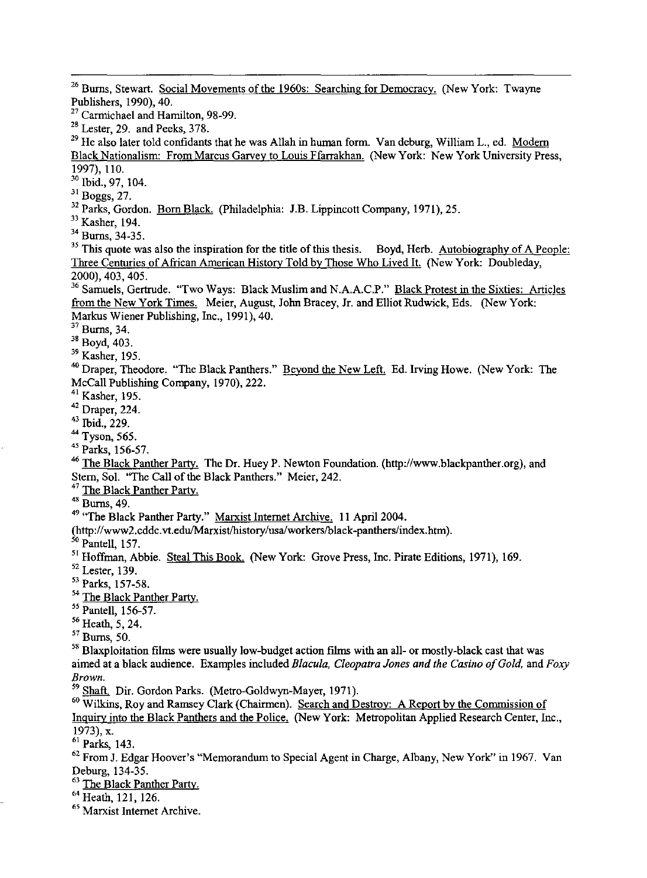[26] Burns, Stewart. Social Movements of the 1960s: Searching for Democracy. (New York: Twayne Publishers, 1990), 40.

[27] Carmichael and Hamilton, 98-99.

[28] Lester, 29. and Peeks, 378.

[29] He also later told confidants that he was Allah in human form. Van deburg, William L., ed. Modern Black Nationalism: From Marcus Garvey to Louis Ffarrakhan. (New York: New York University Press, 1997), 110.

[30] Ibid., 97, 104.

[31] Boggs, 27.

[32] Parks, Gordon. Born Black. (Philadelphia: J.B. Lippincott Company, 1971), 25.

[33] Kasher, 194.

[34] Burns, 34-35.

[35] This quote was also the inspiration for the title of this thesis. Boyd, Herb. Autobiography of A People: Three Centuries of African American History Told by Those Who Lived It. (New York: Doubleday, 2000), 403, 405.

[36] Samuels, Gertrude. "Two Ways: Black Muslim and N.A.A.C.P." Black Protest in the Sixties: Articles from the New York Times. Meier, August, John Bracey, Jr. and Elliot Rudwick, Eds. (New York: Markus Wiener Publishing, Inc., 1991), 40.

[37] Burns, 34.

[38] Boyd, 403.

[39] Kasher, 195.

[40] Draper, Theodore. "The Black Panthers." Beyond the New Left. Ed. Irving Howe. (New York: The McCall Publishing Company, 1970), 222.

[41] Kasher, 195.

[42] Draper, 224.

[43] Ibid., 229.

[44] Tyson, 565.

[45] Parks, 156-57.

[46] The Black Panther Party. The Dr. Huey P. Newton Foundation. (http://www.blackpanther.org), and Stern, Sol. "The Call of the Black Panthers." Meier, 242.

[47] The Black Panther Party.

[48] Burns, 49.

[49] "The Black Panther Party." Marxist Internet Archive. 11 April 2004. (http://www2.cddc.vt.edu/Marxist/history/usa/workers/black-panthers/index.htm).

[50] Pantell, 157.

[51] Hoffman, Abbie. Steal This Book. (New York: Grove Press, Inc. Pirate Editions, 1971), 169.

[52] Lester, 139.

[53] Parks, 157-58.

[54] The Black Panther Party.

[55] Pantell, 156-57.

[56] Heath, 5, 24.

[57] Burns, 50.

[58] Blaxploitation films were usually low-budget action films with an all- or mostly-black cast that was aimed at a black audience. Examples included *Blacula, Cleopatra Jones and the Casino of Gold,* and *Foxy Brown.*

[59] Shaft. Dir. Gordon Parks. (Metro-Goldwyn-Mayer, 1971).

[60] Wilkins, Roy and Ramsey Clark (Chairmen). Search and Destroy: A Report by the Commission of Inquiry into the Black Panthers and the Police. (New York: Metropolitan Applied Research Center, Inc., 1973), x.

[61] Parks, 143.

[62] From J. Edgar Hoover's "Memorandum to Special Agent in Charge, Albany, New York" in 1967. Van Deburg, 134-35.

[63] The Black Panther Party.

[64] Heath, 121, 126.

[65] Marxist Internet Archive.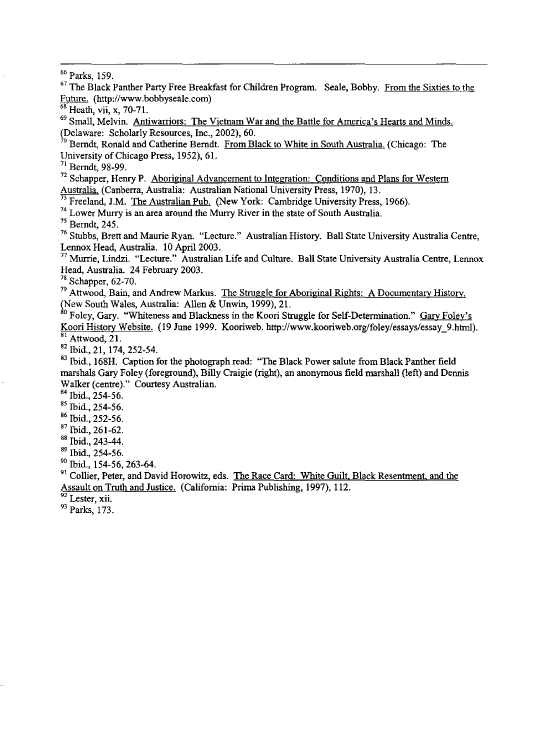[66] Parks, 159.

[67] The Black Panther Party Free Breakfast for Children Program. Seale, Bobby. From the Sixties to the Future. (http://www.bobbyseale.com)

[68] Heath, vii, x, 70-71.

[69] Small, Melvin. Antiwarriors: The Vietnam War and the Battle for America's Hearts and Minds. (Delaware: Scholarly Resources, Inc., 2002), 60.

[70] Berndt, Ronald and Catherine Berndt. From Black to White in South Australia. (Chicago: The University of Chicago Press, 1952), 61.

[71] Berndt, 98-99.

[72] Schapper, Henry P. Aboriginal Advancement to Integration: Conditions and Plans for Western Australia. (Canberra, Australia: Australian National University Press, 1970), 13.

[73] Freeland, J.M. The Australian Pub. (New York: Cambridge University Press, 1966).

[74] Lower Murry is an area around the Murry River in the state of South Australia.

[75] Berndt, 245.

[76] Stubbs, Brett and Maurie Ryan. "Lecture." Australian History. Ball State University Australia Centre, Lennox Head, Australia. 10 April 2003.

[77] Murrie, Lindzi. "Lecture." Australian Life and Culture. Ball State University Australia Centre, Lennox Head, Australia. 24 February 2003.

[78] Schapper, 62-70.

[79] Attwood, Bain, and Andrew Markus. The Struggle for Aboriginal Rights: A Documentary History. (New South Wales, Australia: Allen & Unwin, 1999), 21.

[80] Foley, Gary. "Whiteness and Blackness in the Koori Struggle for Self-Determination." Gary Foley's Koori History Website. (19 June 1999. Kooriweb. http://www.kooriweb.org/foley/essays/essay_9.html).

[81] Attwood, 21.

[82] Ibid., 21, 174, 252-54.

[83] Ibid., 168H. Caption for the photograph read: "The Black Power salute from Black Panther field marshals Gary Foley (foreground), Billy Craigie (right), an anonymous field marshall (left) and Dennis Walker (centre)." Courtesy Australian.

[84] Ibid., 254-56.

[85] Ibid., 254-56.

[86] Ibid., 252-56.

[87] Ibid., 261-62.

[88] Ibid., 243-44.

[89] Ibid., 254-56.

[90] Ibid., 154-56, 263-64.

[91] Collier, Peter, and David Horowitz, eds. The Race Card: White Guilt, Black Resentment, and the Assault on Truth and Justice. (California: Prima Publishing, 1997), 112.

[92] Lester, xii.

[93] Parks, 173.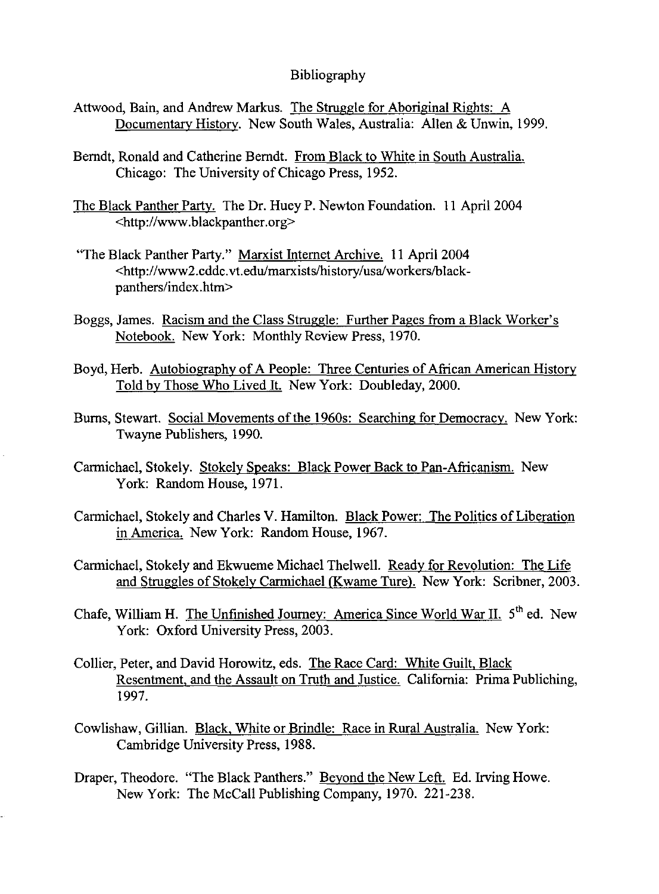# Bibliography

Attwood, Bain, and Andrew Markus. The Struggle for Aboriginal Rights: A Documentary History. New South Wales, Australia: Allen & Unwin, 1999.

Berndt, Ronald and Catherine Berndt. From Black to White in South Australia. Chicago: The University of Chicago Press, 1952.

The Black Panther Party. The Dr. Huey P. Newton Foundation. 11 April 2004 <http://www.blackpanther.org>

"The Black Panther Party." Marxist Internet Archive. 11 April 2004 <http://www2.cddc.vt.edu/marxists/history/usa/workers/black-panthers/index.htm>

Boggs, James. Racism and the Class Struggle: Further Pages from a Black Worker's Notebook. New York: Monthly Review Press, 1970.

Boyd, Herb. Autobiography of A People: Three Centuries of African American History Told by Those Who Lived It. New York: Doubleday, 2000.

Burns, Stewart. Social Movements of the 1960s: Searching for Democracy. New York: Twayne Publishers, 1990.

Carmichael, Stokely. Stokely Speaks: Black Power Back to Pan-Africanism. New York: Random House, 1971.

Carmichael, Stokely and Charles V. Hamilton. Black Power: The Politics of Liberation in America. New York: Random House, 1967.

Carmichael, Stokely and Ekwueme Michael Thelwell. Ready for Revolution: The Life and Struggles of Stokely Carmichael (Kwame Ture). New York: Scribner, 2003.

Chafe, William H. The Unfinished Journey: America Since World War II. 5th ed. New York: Oxford University Press, 2003.

Collier, Peter, and David Horowitz, eds. The Race Card: White Guilt, Black Resentment, and the Assault on Truth and Justice. California: Prima Publiching, 1997.

Cowlishaw, Gillian. Black, White or Brindle: Race in Rural Australia. New York: Cambridge University Press, 1988.

Draper, Theodore. "The Black Panthers." Beyond the New Left. Ed. Irving Howe. New York: The McCall Publishing Company, 1970. 221-238.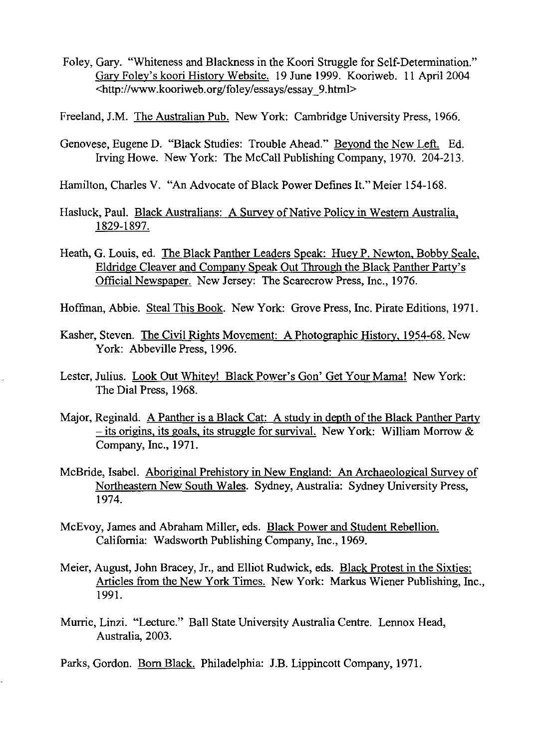Foley, Gary. "Whiteness and Blackness in the Koori Struggle for Self-Determination." Gary Foley's koori History Website. 19 June 1999. Kooriweb. 11 April 2004 <http://www.kooriweb.org/foley/essays/essay_9.html>

Freeland, J.M. The Australian Pub. New York: Cambridge University Press, 1966.

Genovese, Eugene D. "Black Studies: Trouble Ahead." Beyond the New Left. Ed. Irving Howe. New York: The McCall Publishing Company, 1970. 204-213.

Hamilton, Charles V. "An Advocate of Black Power Defines It." Meier 154-168.

Hasluck, Paul. Black Australians: A Survey of Native Policy in Western Australia, 1829-1897.

Heath, G. Louis, ed. The Black Panther Leaders Speak: Huey P. Newton, Bobby Seale, Eldridge Cleaver and Company Speak Out Through the Black Panther Party's Official Newspaper. New Jersey: The Scarecrow Press, Inc., 1976.

Hoffman, Abbie. Steal This Book. New York: Grove Press, Inc. Pirate Editions, 1971.

Kasher, Steven. The Civil Rights Movement: A Photographic History, 1954-68. New York: Abbeville Press, 1996.

Lester, Julius. Look Out Whitey! Black Power's Gon' Get Your Mama! New York: The Dial Press, 1968.

Major, Reginald. A Panther is a Black Cat: A study in depth of the Black Panther Party – its origins, its goals, its struggle for survival. New York: William Morrow & Company, Inc., 1971.

McBride, Isabel. Aboriginal Prehistory in New England: An Archaeological Survey of Northeastern New South Wales. Sydney, Australia: Sydney University Press, 1974.

McEvoy, James and Abraham Miller, eds. Black Power and Student Rebellion. California: Wadsworth Publishing Company, Inc., 1969.

Meier, August, John Bracey, Jr., and Elliot Rudwick, eds. Black Protest in the Sixties: Articles from the New York Times. New York: Markus Wiener Publishing, Inc., 1991.

Murrie, Linzi. "Lecture." Ball State University Australia Centre. Lennox Head, Australia, 2003.

Parks, Gordon. Born Black. Philadelphia: J.B. Lippincott Company, 1971.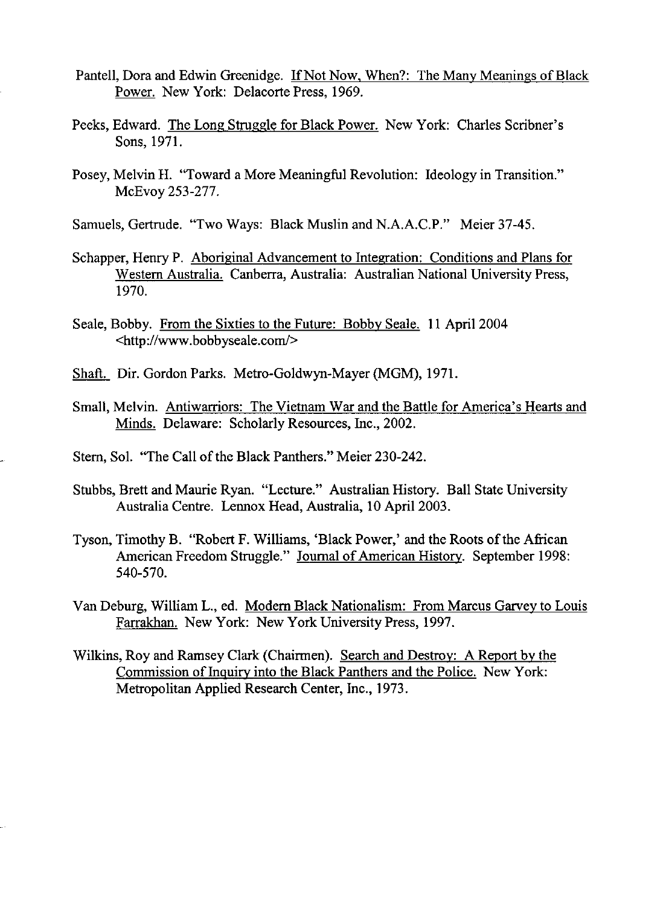Pantell, Dora and Edwin Greenidge. If Not Now, When?: The Many Meanings of Black Power. New York: Delacorte Press, 1969.

Peeks, Edward. The Long Struggle for Black Power. New York: Charles Scribner's Sons, 1971.

Posey, Melvin H. "Toward a More Meaningful Revolution: Ideology in Transition." McEvoy 253-277.

Samuels, Gertrude. "Two Ways: Black Muslin and N.A.A.C.P." Meier 37-45.

Schapper, Henry P. Aboriginal Advancement to Integration: Conditions and Plans for Western Australia. Canberra, Australia: Australian National University Press, 1970.

Seale, Bobby. From the Sixties to the Future: Bobby Seale. 11 April 2004 <http://www.bobbyseale.com/>

Shaft. Dir. Gordon Parks. Metro-Goldwyn-Mayer (MGM), 1971.

Small, Melvin. Antiwarriors: The Vietnam War and the Battle for America's Hearts and Minds. Delaware: Scholarly Resources, Inc., 2002.

Stern, Sol. "The Call of the Black Panthers." Meier 230-242.

Stubbs, Brett and Maurie Ryan. "Lecture." Australian History. Ball State University Australia Centre. Lennox Head, Australia, 10 April 2003.

Tyson, Timothy B. "Robert F. Williams, 'Black Power,' and the Roots of the African American Freedom Struggle." Journal of American History. September 1998: 540-570.

Van Deburg, William L., ed. Modern Black Nationalism: From Marcus Garvey to Louis Farrakhan. New York: New York University Press, 1997.

Wilkins, Roy and Ramsey Clark (Chairmen). Search and Destroy: A Report by the Commission of Inquiry into the Black Panthers and the Police. New York: Metropolitan Applied Research Center, Inc., 1973.